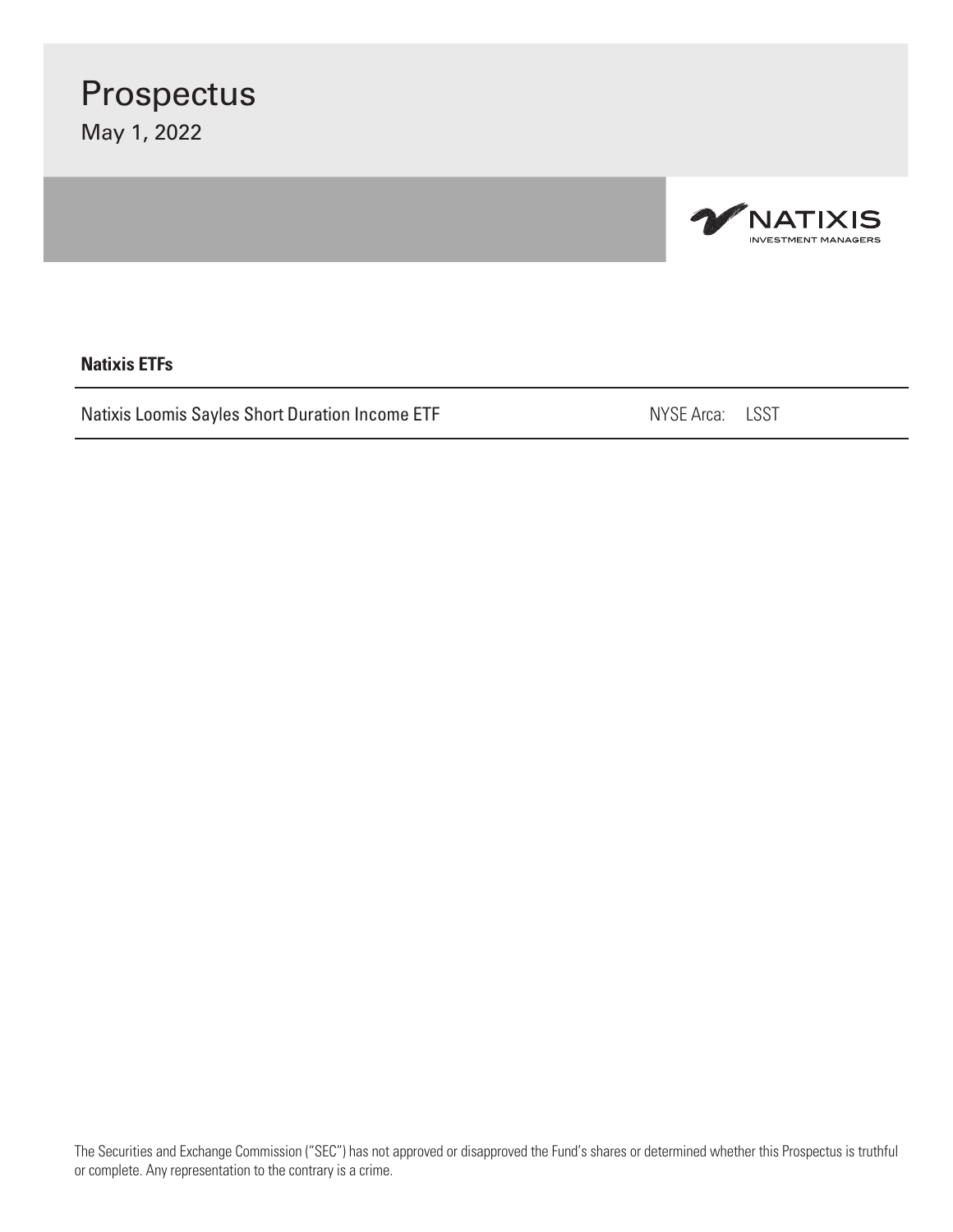# Prospectus

May 1, 2022

NATIXIS
INVESTMENT MANAGERS

**Natixis ETFs**

| Natixis Loomis Sayles Short Duration Income ETF | NYSE Arca: LSST |
|---|---|

The Securities and Exchange Commission ("SEC") has not approved or disapproved the Fund's shares or determined whether this Prospectus is truthful or complete. Any representation to the contrary is a crime.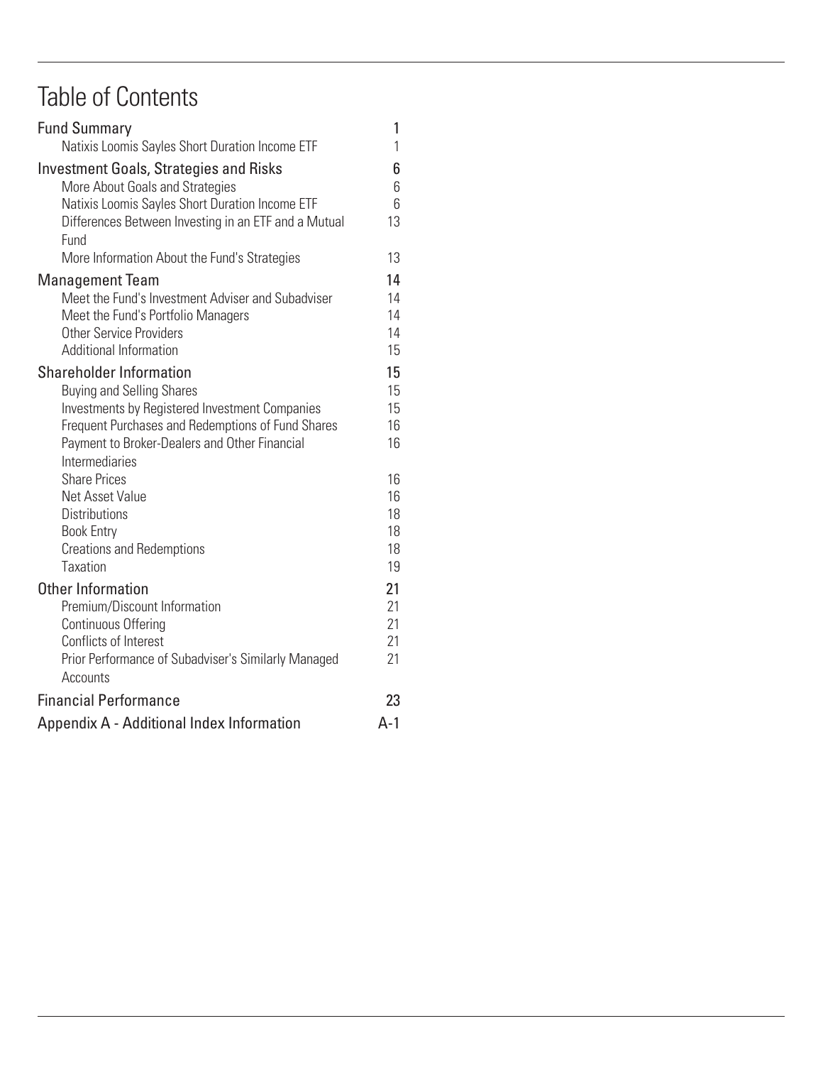# Table of Contents

| | |
|---|---|
| **Fund Summary** | **1** |
| Natixis Loomis Sayles Short Duration Income ETF | 1 |
| **Investment Goals, Strategies and Risks** | **6** |
| More About Goals and Strategies | 6 |
| Natixis Loomis Sayles Short Duration Income ETF | 6 |
| Differences Between Investing in an ETF and a Mutual Fund | 13 |
| More Information About the Fund's Strategies | 13 |
| **Management Team** | **14** |
| Meet the Fund's Investment Adviser and Subadviser | 14 |
| Meet the Fund's Portfolio Managers | 14 |
| Other Service Providers | 14 |
| Additional Information | 15 |
| **Shareholder Information** | **15** |
| Buying and Selling Shares | 15 |
| Investments by Registered Investment Companies | 15 |
| Frequent Purchases and Redemptions of Fund Shares | 16 |
| Payment to Broker-Dealers and Other Financial Intermediaries | 16 |
| Share Prices | 16 |
| Net Asset Value | 16 |
| Distributions | 18 |
| Book Entry | 18 |
| Creations and Redemptions | 18 |
| Taxation | 19 |
| **Other Information** | **21** |
| Premium/Discount Information | 21 |
| Continuous Offering | 21 |
| Conflicts of Interest | 21 |
| Prior Performance of Subadviser's Similarly Managed Accounts | 21 |
| **Financial Performance** | **23** |
| **Appendix A - Additional Index Information** | **A-1** |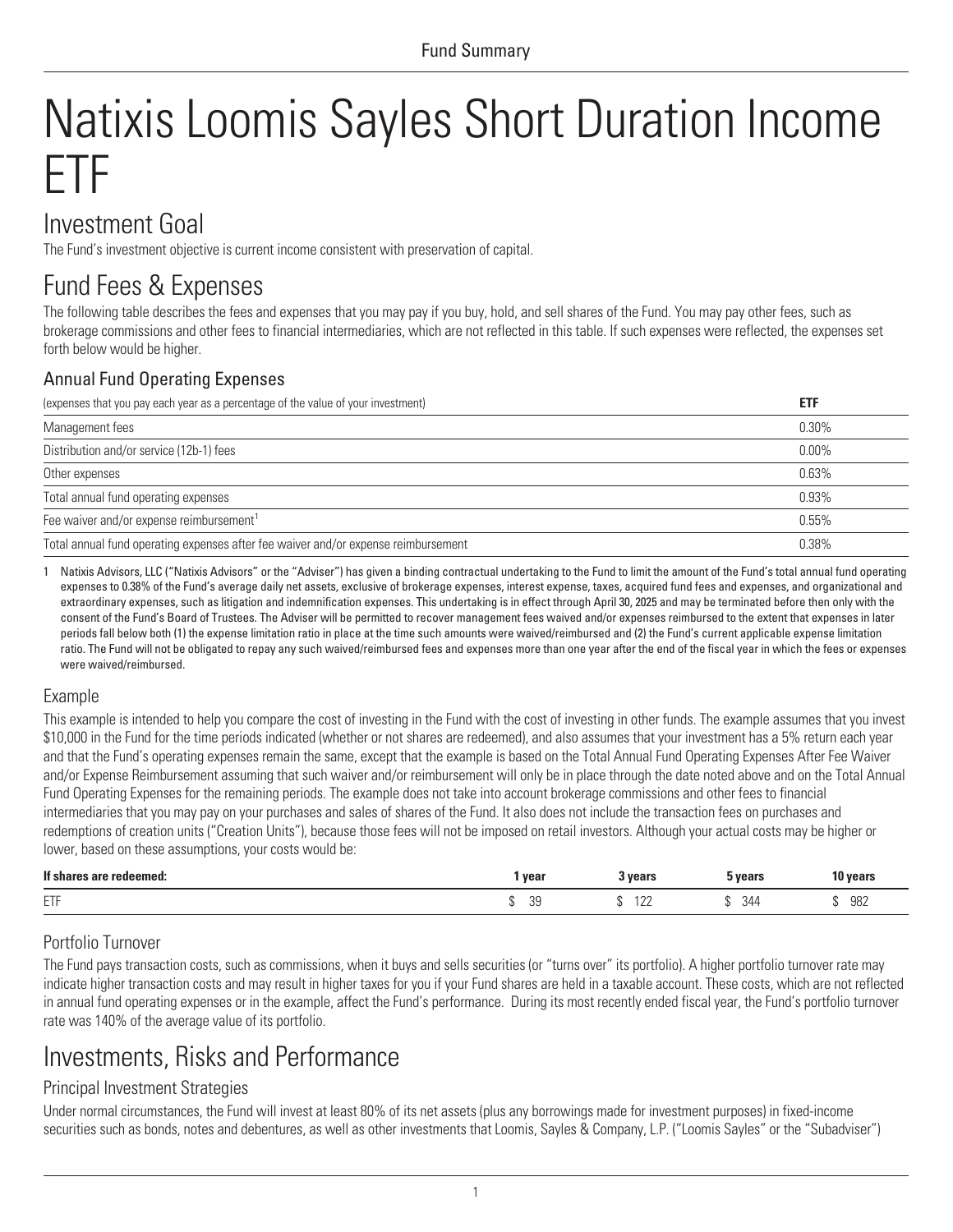# Natixis Loomis Sayles Short Duration Income ETF

## Investment Goal

The Fund's investment objective is current income consistent with preservation of capital.

## Fund Fees & Expenses

The following table describes the fees and expenses that you may pay if you buy, hold, and sell shares of the Fund. You may pay other fees, such as brokerage commissions and other fees to financial intermediaries, which are not reflected in this table. If such expenses were reflected, the expenses set forth below would be higher.

### Annual Fund Operating Expenses

| (expenses that you pay each year as a percentage of the value of your investment) | **ETF** |
|---|---|
| Management fees | 0.30% |
| Distribution and/or service (12b-1) fees | 0.00% |
| Other expenses | 0.63% |
| Total annual fund operating expenses | 0.93% |
| Fee waiver and/or expense reimbursement[1] | 0.55% |
| Total annual fund operating expenses after fee waiver and/or expense reimbursement | 0.38% |

1 Natixis Advisors, LLC ("Natixis Advisors" or the "Adviser") has given a binding contractual undertaking to the Fund to limit the amount of the Fund's total annual fund operating expenses to 0.38% of the Fund's average daily net assets, exclusive of brokerage expenses, interest expense, taxes, acquired fund fees and expenses, and organizational and extraordinary expenses, such as litigation and indemnification expenses. This undertaking is in effect through April 30, 2025 and may be terminated before then only with the consent of the Fund's Board of Trustees. The Adviser will be permitted to recover management fees waived and/or expenses reimbursed to the extent that expenses in later periods fall below both (1) the expense limitation ratio in place at the time such amounts were waived/reimbursed and (2) the Fund's current applicable expense limitation ratio. The Fund will not be obligated to repay any such waived/reimbursed fees and expenses more than one year after the end of the fiscal year in which the fees or expenses were waived/reimbursed.

### Example

This example is intended to help you compare the cost of investing in the Fund with the cost of investing in other funds. The example assumes that you invest $10,000 in the Fund for the time periods indicated (whether or not shares are redeemed), and also assumes that your investment has a 5% return each year and that the Fund's operating expenses remain the same, except that the example is based on the Total Annual Fund Operating Expenses After Fee Waiver and/or Expense Reimbursement assuming that such waiver and/or reimbursement will only be in place through the date noted above and on the Total Annual Fund Operating Expenses for the remaining periods. The example does not take into account brokerage commissions and other fees to financial intermediaries that you may pay on your purchases and sales of shares of the Fund. It also does not include the transaction fees on purchases and redemptions of creation units ("Creation Units"), because those fees will not be imposed on retail investors. Although your actual costs may be higher or lower, based on these assumptions, your costs would be:

| **If shares are redeemed:** | **1 year** | **3 years** | **5 years** | **10 years** |
|---|---|---|---|---|
| ETF | $ 39 | $ 122 | $ 344 | $ 982 |

### Portfolio Turnover

The Fund pays transaction costs, such as commissions, when it buys and sells securities (or "turns over" its portfolio). A higher portfolio turnover rate may indicate higher transaction costs and may result in higher taxes for you if your Fund shares are held in a taxable account. These costs, which are not reflected in annual fund operating expenses or in the example, affect the Fund's performance. During its most recently ended fiscal year, the Fund's portfolio turnover rate was 140% of the average value of its portfolio.

## Investments, Risks and Performance

### Principal Investment Strategies

Under normal circumstances, the Fund will invest at least 80% of its net assets (plus any borrowings made for investment purposes) in fixed-income securities such as bonds, notes and debentures, as well as other investments that Loomis, Sayles & Company, L.P. ("Loomis Sayles" or the "Subadviser")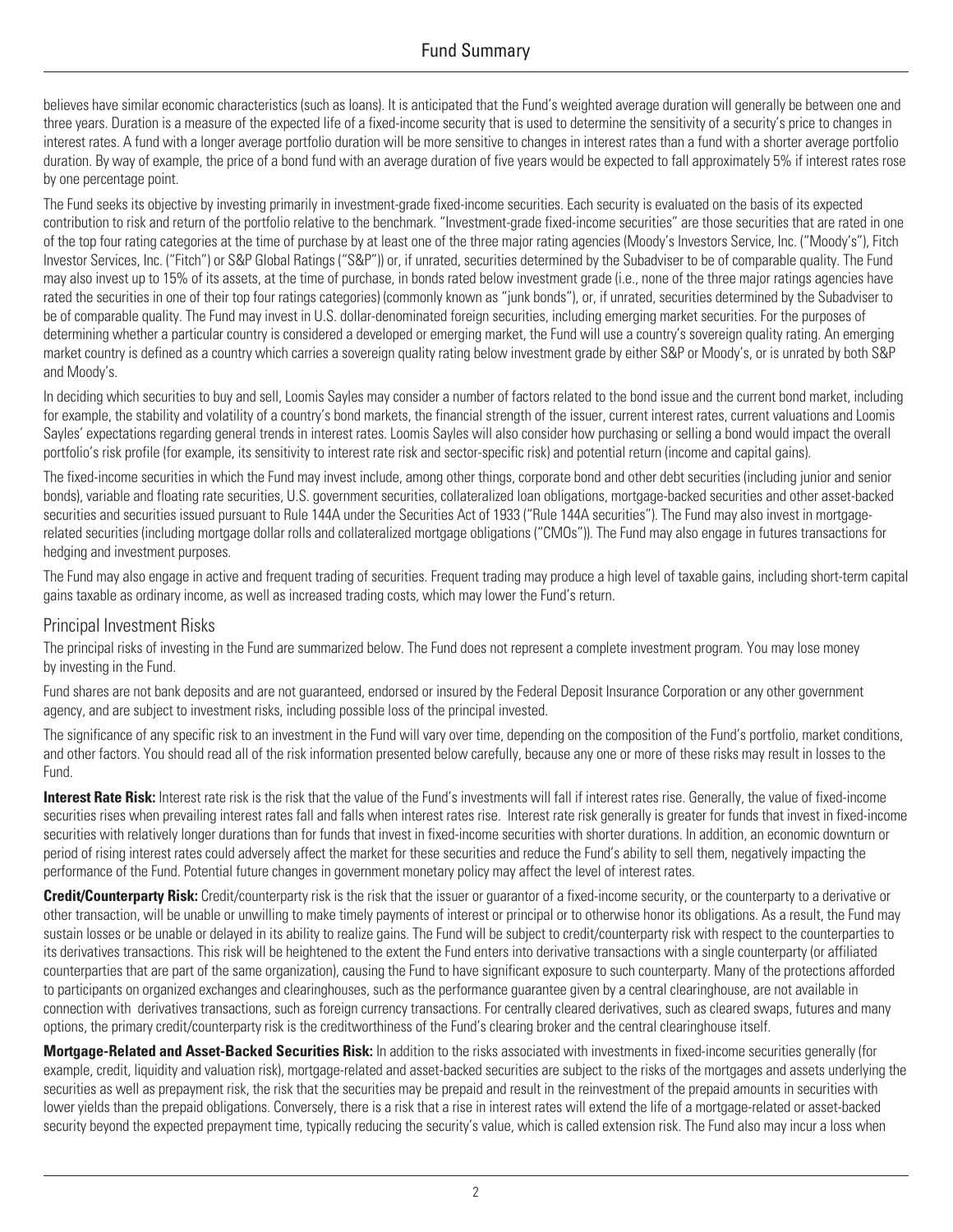believes have similar economic characteristics (such as loans). It is anticipated that the Fund's weighted average duration will generally be between one and three years. Duration is a measure of the expected life of a fixed-income security that is used to determine the sensitivity of a security's price to changes in interest rates. A fund with a longer average portfolio duration will be more sensitive to changes in interest rates than a fund with a shorter average portfolio duration. By way of example, the price of a bond fund with an average duration of five years would be expected to fall approximately 5% if interest rates rose by one percentage point.

The Fund seeks its objective by investing primarily in investment-grade fixed-income securities. Each security is evaluated on the basis of its expected contribution to risk and return of the portfolio relative to the benchmark. "Investment-grade fixed-income securities" are those securities that are rated in one of the top four rating categories at the time of purchase by at least one of the three major rating agencies (Moody's Investors Service, Inc. ("Moody's"), Fitch Investor Services, Inc. ("Fitch") or S&P Global Ratings ("S&P")) or, if unrated, securities determined by the Subadviser to be of comparable quality. The Fund may also invest up to 15% of its assets, at the time of purchase, in bonds rated below investment grade (i.e., none of the three major ratings agencies have rated the securities in one of their top four ratings categories) (commonly known as "junk bonds"), or, if unrated, securities determined by the Subadviser to be of comparable quality. The Fund may invest in U.S. dollar-denominated foreign securities, including emerging market securities. For the purposes of determining whether a particular country is considered a developed or emerging market, the Fund will use a country's sovereign quality rating. An emerging market country is defined as a country which carries a sovereign quality rating below investment grade by either S&P or Moody's, or is unrated by both S&P and Moody's.

In deciding which securities to buy and sell, Loomis Sayles may consider a number of factors related to the bond issue and the current bond market, including for example, the stability and volatility of a country's bond markets, the financial strength of the issuer, current interest rates, current valuations and Loomis Sayles' expectations regarding general trends in interest rates. Loomis Sayles will also consider how purchasing or selling a bond would impact the overall portfolio's risk profile (for example, its sensitivity to interest rate risk and sector-specific risk) and potential return (income and capital gains).

The fixed-income securities in which the Fund may invest include, among other things, corporate bond and other debt securities (including junior and senior bonds), variable and floating rate securities, U.S. government securities, collateralized loan obligations, mortgage-backed securities and other asset-backed securities and securities issued pursuant to Rule 144A under the Securities Act of 1933 ("Rule 144A securities"). The Fund may also invest in mortgage-related securities (including mortgage dollar rolls and collateralized mortgage obligations ("CMOs")). The Fund may also engage in futures transactions for hedging and investment purposes.

The Fund may also engage in active and frequent trading of securities. Frequent trading may produce a high level of taxable gains, including short-term capital gains taxable as ordinary income, as well as increased trading costs, which may lower the Fund's return.

## Principal Investment Risks

The principal risks of investing in the Fund are summarized below. The Fund does not represent a complete investment program. You may lose money by investing in the Fund.

Fund shares are not bank deposits and are not guaranteed, endorsed or insured by the Federal Deposit Insurance Corporation or any other government agency, and are subject to investment risks, including possible loss of the principal invested.

The significance of any specific risk to an investment in the Fund will vary over time, depending on the composition of the Fund's portfolio, market conditions, and other factors. You should read all of the risk information presented below carefully, because any one or more of these risks may result in losses to the Fund.

**Interest Rate Risk:** Interest rate risk is the risk that the value of the Fund's investments will fall if interest rates rise. Generally, the value of fixed-income securities rises when prevailing interest rates fall and falls when interest rates rise. Interest rate risk generally is greater for funds that invest in fixed-income securities with relatively longer durations than for funds that invest in fixed-income securities with shorter durations. In addition, an economic downturn or period of rising interest rates could adversely affect the market for these securities and reduce the Fund's ability to sell them, negatively impacting the performance of the Fund. Potential future changes in government monetary policy may affect the level of interest rates.

**Credit/Counterparty Risk:** Credit/counterparty risk is the risk that the issuer or guarantor of a fixed-income security, or the counterparty to a derivative or other transaction, will be unable or unwilling to make timely payments of interest or principal or to otherwise honor its obligations. As a result, the Fund may sustain losses or be unable or delayed in its ability to realize gains. The Fund will be subject to credit/counterparty risk with respect to the counterparties to its derivatives transactions. This risk will be heightened to the extent the Fund enters into derivative transactions with a single counterparty (or affiliated counterparties that are part of the same organization), causing the Fund to have significant exposure to such counterparty. Many of the protections afforded to participants on organized exchanges and clearinghouses, such as the performance guarantee given by a central clearinghouse, are not available in connection with derivatives transactions, such as foreign currency transactions. For centrally cleared derivatives, such as cleared swaps, futures and many options, the primary credit/counterparty risk is the creditworthiness of the Fund's clearing broker and the central clearinghouse itself.

**Mortgage-Related and Asset-Backed Securities Risk:** In addition to the risks associated with investments in fixed-income securities generally (for example, credit, liquidity and valuation risk), mortgage-related and asset-backed securities are subject to the risks of the mortgages and assets underlying the securities as well as prepayment risk, the risk that the securities may be prepaid and result in the reinvestment of the prepaid amounts in securities with lower yields than the prepaid obligations. Conversely, there is a risk that a rise in interest rates will extend the life of a mortgage-related or asset-backed security beyond the expected prepayment time, typically reducing the security's value, which is called extension risk. The Fund also may incur a loss when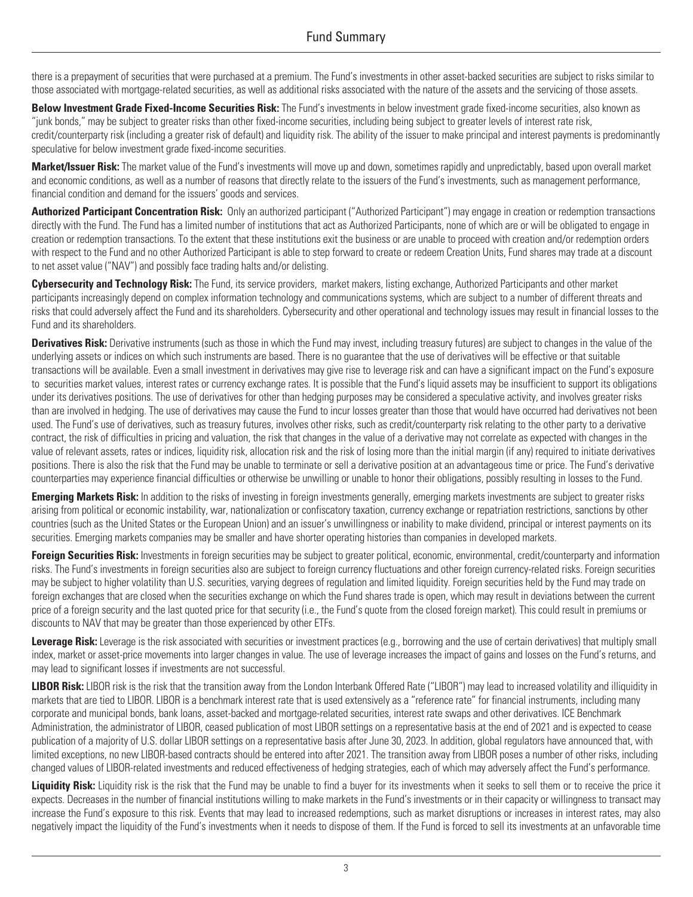there is a prepayment of securities that were purchased at a premium. The Fund's investments in other asset-backed securities are subject to risks similar to those associated with mortgage-related securities, as well as additional risks associated with the nature of the assets and the servicing of those assets.

**Below Investment Grade Fixed-Income Securities Risk:** The Fund's investments in below investment grade fixed-income securities, also known as "junk bonds," may be subject to greater risks than other fixed-income securities, including being subject to greater levels of interest rate risk, credit/counterparty risk (including a greater risk of default) and liquidity risk. The ability of the issuer to make principal and interest payments is predominantly speculative for below investment grade fixed-income securities.

**Market/Issuer Risk:** The market value of the Fund's investments will move up and down, sometimes rapidly and unpredictably, based upon overall market and economic conditions, as well as a number of reasons that directly relate to the issuers of the Fund's investments, such as management performance, financial condition and demand for the issuers' goods and services.

**Authorized Participant Concentration Risk:** Only an authorized participant ("Authorized Participant") may engage in creation or redemption transactions directly with the Fund. The Fund has a limited number of institutions that act as Authorized Participants, none of which are or will be obligated to engage in creation or redemption transactions. To the extent that these institutions exit the business or are unable to proceed with creation and/or redemption orders with respect to the Fund and no other Authorized Participant is able to step forward to create or redeem Creation Units, Fund shares may trade at a discount to net asset value ("NAV") and possibly face trading halts and/or delisting.

**Cybersecurity and Technology Risk:** The Fund, its service providers, market makers, listing exchange, Authorized Participants and other market participants increasingly depend on complex information technology and communications systems, which are subject to a number of different threats and risks that could adversely affect the Fund and its shareholders. Cybersecurity and other operational and technology issues may result in financial losses to the Fund and its shareholders.

**Derivatives Risk:** Derivative instruments (such as those in which the Fund may invest, including treasury futures) are subject to changes in the value of the underlying assets or indices on which such instruments are based. There is no guarantee that the use of derivatives will be effective or that suitable transactions will be available. Even a small investment in derivatives may give rise to leverage risk and can have a significant impact on the Fund's exposure to securities market values, interest rates or currency exchange rates. It is possible that the Fund's liquid assets may be insufficient to support its obligations under its derivatives positions. The use of derivatives for other than hedging purposes may be considered a speculative activity, and involves greater risks than are involved in hedging. The use of derivatives may cause the Fund to incur losses greater than those that would have occurred had derivatives not been used. The Fund's use of derivatives, such as treasury futures, involves other risks, such as credit/counterparty risk relating to the other party to a derivative contract, the risk of difficulties in pricing and valuation, the risk that changes in the value of a derivative may not correlate as expected with changes in the value of relevant assets, rates or indices, liquidity risk, allocation risk and the risk of losing more than the initial margin (if any) required to initiate derivatives positions. There is also the risk that the Fund may be unable to terminate or sell a derivative position at an advantageous time or price. The Fund's derivative counterparties may experience financial difficulties or otherwise be unwilling or unable to honor their obligations, possibly resulting in losses to the Fund.

**Emerging Markets Risk:** In addition to the risks of investing in foreign investments generally, emerging markets investments are subject to greater risks arising from political or economic instability, war, nationalization or confiscatory taxation, currency exchange or repatriation restrictions, sanctions by other countries (such as the United States or the European Union) and an issuer's unwillingness or inability to make dividend, principal or interest payments on its securities. Emerging markets companies may be smaller and have shorter operating histories than companies in developed markets.

**Foreign Securities Risk:** Investments in foreign securities may be subject to greater political, economic, environmental, credit/counterparty and information risks. The Fund's investments in foreign securities also are subject to foreign currency fluctuations and other foreign currency-related risks. Foreign securities may be subject to higher volatility than U.S. securities, varying degrees of regulation and limited liquidity. Foreign securities held by the Fund may trade on foreign exchanges that are closed when the securities exchange on which the Fund shares trade is open, which may result in deviations between the current price of a foreign security and the last quoted price for that security (i.e., the Fund's quote from the closed foreign market). This could result in premiums or discounts to NAV that may be greater than those experienced by other ETFs.

**Leverage Risk:** Leverage is the risk associated with securities or investment practices (e.g., borrowing and the use of certain derivatives) that multiply small index, market or asset-price movements into larger changes in value. The use of leverage increases the impact of gains and losses on the Fund's returns, and may lead to significant losses if investments are not successful.

**LIBOR Risk:** LIBOR risk is the risk that the transition away from the London Interbank Offered Rate ("LIBOR") may lead to increased volatility and illiquidity in markets that are tied to LIBOR. LIBOR is a benchmark interest rate that is used extensively as a "reference rate" for financial instruments, including many corporate and municipal bonds, bank loans, asset-backed and mortgage-related securities, interest rate swaps and other derivatives. ICE Benchmark Administration, the administrator of LIBOR, ceased publication of most LIBOR settings on a representative basis at the end of 2021 and is expected to cease publication of a majority of U.S. dollar LIBOR settings on a representative basis after June 30, 2023. In addition, global regulators have announced that, with limited exceptions, no new LIBOR-based contracts should be entered into after 2021. The transition away from LIBOR poses a number of other risks, including changed values of LIBOR-related investments and reduced effectiveness of hedging strategies, each of which may adversely affect the Fund's performance.

**Liquidity Risk:** Liquidity risk is the risk that the Fund may be unable to find a buyer for its investments when it seeks to sell them or to receive the price it expects. Decreases in the number of financial institutions willing to make markets in the Fund's investments or in their capacity or willingness to transact may increase the Fund's exposure to this risk. Events that may lead to increased redemptions, such as market disruptions or increases in interest rates, may also negatively impact the liquidity of the Fund's investments when it needs to dispose of them. If the Fund is forced to sell its investments at an unfavorable time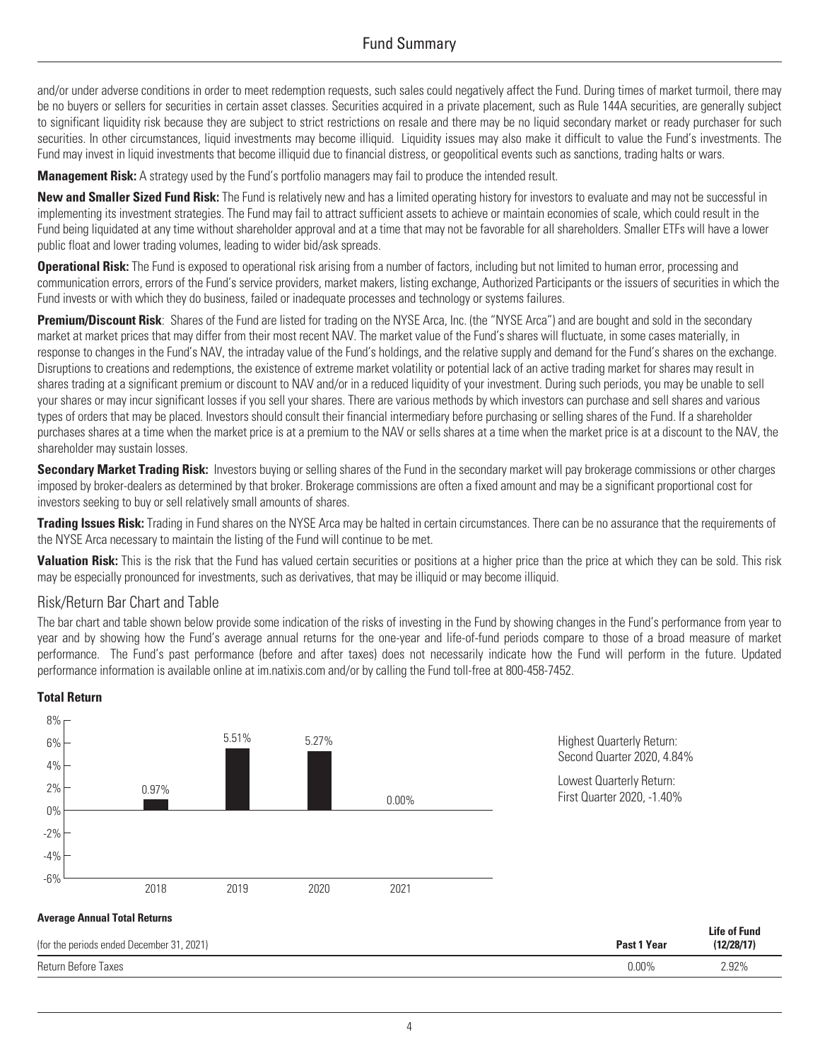and/or under adverse conditions in order to meet redemption requests, such sales could negatively affect the Fund. During times of market turmoil, there may be no buyers or sellers for securities in certain asset classes. Securities acquired in a private placement, such as Rule 144A securities, are generally subject to significant liquidity risk because they are subject to strict restrictions on resale and there may be no liquid secondary market or ready purchaser for such securities. In other circumstances, liquid investments may become illiquid. Liquidity issues may also make it difficult to value the Fund's investments. The Fund may invest in liquid investments that become illiquid due to financial distress, or geopolitical events such as sanctions, trading halts or wars.

**Management Risk:** A strategy used by the Fund's portfolio managers may fail to produce the intended result.

**New and Smaller Sized Fund Risk:** The Fund is relatively new and has a limited operating history for investors to evaluate and may not be successful in implementing its investment strategies. The Fund may fail to attract sufficient assets to achieve or maintain economies of scale, which could result in the Fund being liquidated at any time without shareholder approval and at a time that may not be favorable for all shareholders. Smaller ETFs will have a lower public float and lower trading volumes, leading to wider bid/ask spreads.

**Operational Risk:** The Fund is exposed to operational risk arising from a number of factors, including but not limited to human error, processing and communication errors, errors of the Fund's service providers, market makers, listing exchange, Authorized Participants or the issuers of securities in which the Fund invests or with which they do business, failed or inadequate processes and technology or systems failures.

**Premium/Discount Risk**: Shares of the Fund are listed for trading on the NYSE Arca, Inc. (the "NYSE Arca") and are bought and sold in the secondary market at market prices that may differ from their most recent NAV. The market value of the Fund's shares will fluctuate, in some cases materially, in response to changes in the Fund's NAV, the intraday value of the Fund's holdings, and the relative supply and demand for the Fund's shares on the exchange. Disruptions to creations and redemptions, the existence of extreme market volatility or potential lack of an active trading market for shares may result in shares trading at a significant premium or discount to NAV and/or in a reduced liquidity of your investment. During such periods, you may be unable to sell your shares or may incur significant losses if you sell your shares. There are various methods by which investors can purchase and sell shares and various types of orders that may be placed. Investors should consult their financial intermediary before purchasing or selling shares of the Fund. If a shareholder purchases shares at a time when the market price is at a premium to the NAV or sells shares at a time when the market price is at a discount to the NAV, the shareholder may sustain losses.

**Secondary Market Trading Risk:** Investors buying or selling shares of the Fund in the secondary market will pay brokerage commissions or other charges imposed by broker-dealers as determined by that broker. Brokerage commissions are often a fixed amount and may be a significant proportional cost for investors seeking to buy or sell relatively small amounts of shares.

**Trading Issues Risk:** Trading in Fund shares on the NYSE Arca may be halted in certain circumstances. There can be no assurance that the requirements of the NYSE Arca necessary to maintain the listing of the Fund will continue to be met.

**Valuation Risk:** This is the risk that the Fund has valued certain securities or positions at a higher price than the price at which they can be sold. This risk may be especially pronounced for investments, such as derivatives, that may be illiquid or may become illiquid.

## Risk/Return Bar Chart and Table

The bar chart and table shown below provide some indication of the risks of investing in the Fund by showing changes in the Fund's performance from year to year and by showing how the Fund's average annual returns for the one-year and life-of-fund periods compare to those of a broad measure of market performance. The Fund's past performance (before and after taxes) does not necessarily indicate how the Fund will perform in the future. Updated performance information is available online at im.natixis.com and/or by calling the Fund toll-free at 800-458-7452.

**Total Return**

| Year | Total Return |
|---|---|
| 2018 | 0.97% |
| 2019 | 5.51% |
| 2020 | 5.27% |
| 2021 | 0.00% |

Highest Quarterly Return: Second Quarter 2020, 4.84%

Lowest Quarterly Return: First Quarter 2020, -1.40%

**Average Annual Total Returns**

| (for the periods ended December 31, 2021) | Past 1 Year | Life of Fund (12/28/17) |
|---|---|---|
| Return Before Taxes | 0.00% | 2.92% |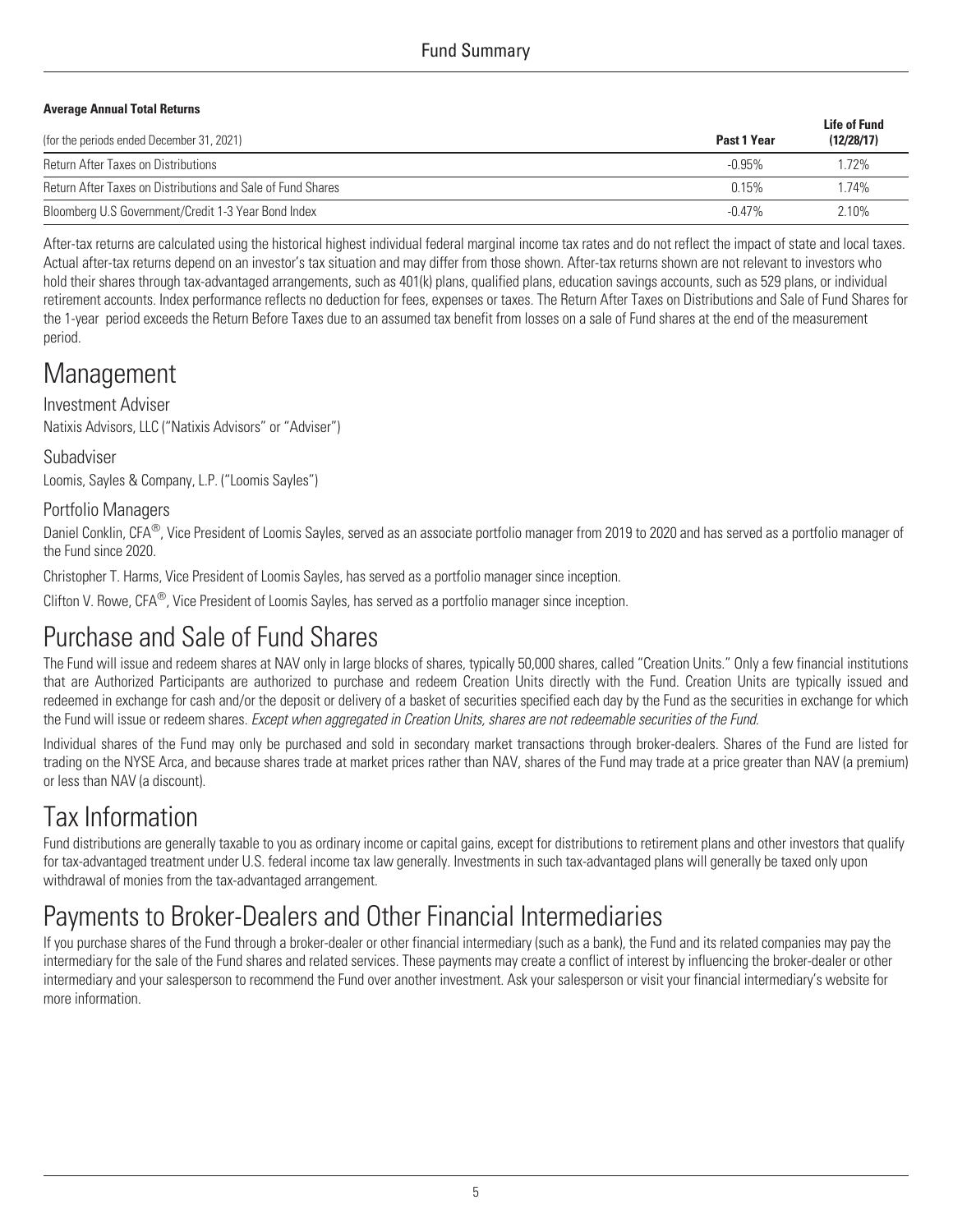**Average Annual Total Returns**

| (for the periods ended December 31, 2021) | Past 1 Year | Life of Fund (12/28/17) |
|---|---|---|
| Return After Taxes on Distributions | -0.95% | 1.72% |
| Return After Taxes on Distributions and Sale of Fund Shares | 0.15% | 1.74% |
| Bloomberg U.S Government/Credit 1-3 Year Bond Index | -0.47% | 2.10% |

After-tax returns are calculated using the historical highest individual federal marginal income tax rates and do not reflect the impact of state and local taxes. Actual after-tax returns depend on an investor's tax situation and may differ from those shown. After-tax returns shown are not relevant to investors who hold their shares through tax-advantaged arrangements, such as 401(k) plans, qualified plans, education savings accounts, such as 529 plans, or individual retirement accounts. Index performance reflects no deduction for fees, expenses or taxes. The Return After Taxes on Distributions and Sale of Fund Shares for the 1-year period exceeds the Return Before Taxes due to an assumed tax benefit from losses on a sale of Fund shares at the end of the measurement period.

# Management

### Investment Adviser

Natixis Advisors, LLC ("Natixis Advisors" or "Adviser")

### Subadviser

Loomis, Sayles & Company, L.P. ("Loomis Sayles")

### Portfolio Managers

Daniel Conklin, CFA®, Vice President of Loomis Sayles, served as an associate portfolio manager from 2019 to 2020 and has served as a portfolio manager of the Fund since 2020.

Christopher T. Harms, Vice President of Loomis Sayles, has served as a portfolio manager since inception.

Clifton V. Rowe, CFA®, Vice President of Loomis Sayles, has served as a portfolio manager since inception.

# Purchase and Sale of Fund Shares

The Fund will issue and redeem shares at NAV only in large blocks of shares, typically 50,000 shares, called "Creation Units." Only a few financial institutions that are Authorized Participants are authorized to purchase and redeem Creation Units directly with the Fund. Creation Units are typically issued and redeemed in exchange for cash and/or the deposit or delivery of a basket of securities specified each day by the Fund as the securities in exchange for which the Fund will issue or redeem shares. *Except when aggregated in Creation Units, shares are not redeemable securities of the Fund.*

Individual shares of the Fund may only be purchased and sold in secondary market transactions through broker-dealers. Shares of the Fund are listed for trading on the NYSE Arca, and because shares trade at market prices rather than NAV, shares of the Fund may trade at a price greater than NAV (a premium) or less than NAV (a discount).

# Tax Information

Fund distributions are generally taxable to you as ordinary income or capital gains, except for distributions to retirement plans and other investors that qualify for tax-advantaged treatment under U.S. federal income tax law generally. Investments in such tax-advantaged plans will generally be taxed only upon withdrawal of monies from the tax-advantaged arrangement.

# Payments to Broker-Dealers and Other Financial Intermediaries

If you purchase shares of the Fund through a broker-dealer or other financial intermediary (such as a bank), the Fund and its related companies may pay the intermediary for the sale of the Fund shares and related services. These payments may create a conflict of interest by influencing the broker-dealer or other intermediary and your salesperson to recommend the Fund over another investment. Ask your salesperson or visit your financial intermediary's website for more information.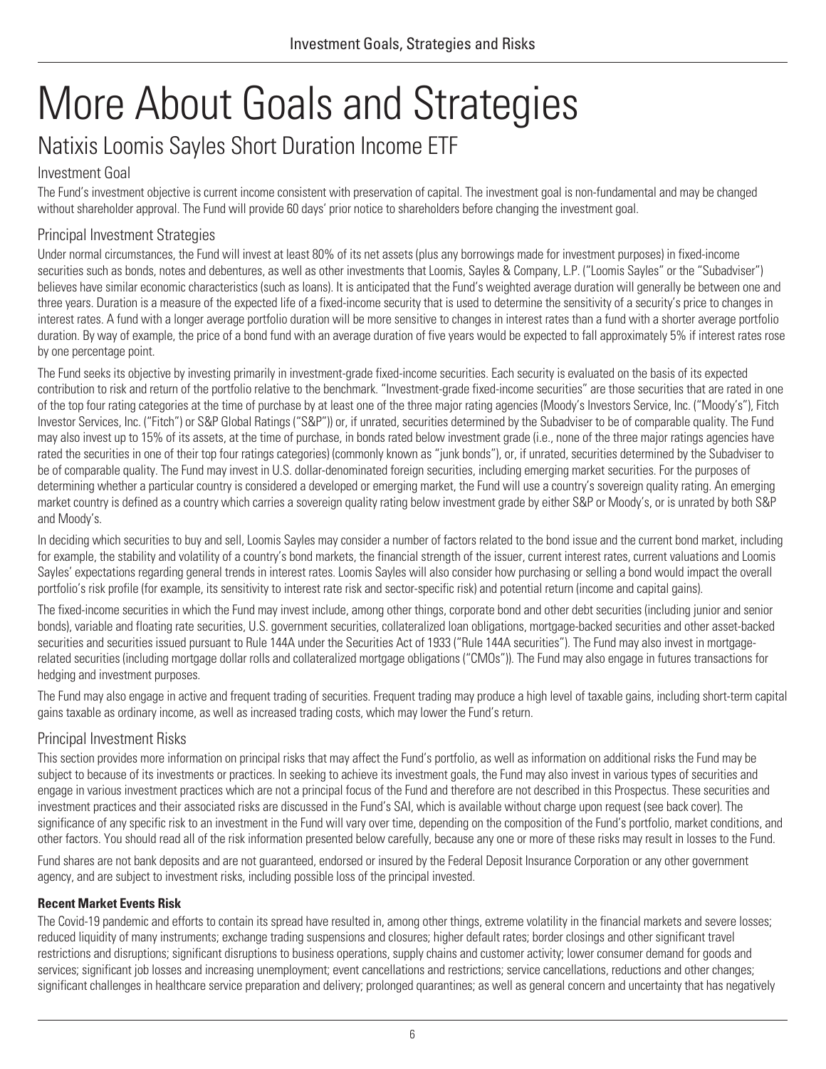# More About Goals and Strategies

## Natixis Loomis Sayles Short Duration Income ETF

### Investment Goal

The Fund's investment objective is current income consistent with preservation of capital. The investment goal is non-fundamental and may be changed without shareholder approval. The Fund will provide 60 days' prior notice to shareholders before changing the investment goal.

### Principal Investment Strategies

Under normal circumstances, the Fund will invest at least 80% of its net assets (plus any borrowings made for investment purposes) in fixed-income securities such as bonds, notes and debentures, as well as other investments that Loomis, Sayles & Company, L.P. ("Loomis Sayles" or the "Subadviser") believes have similar economic characteristics (such as loans). It is anticipated that the Fund's weighted average duration will generally be between one and three years. Duration is a measure of the expected life of a fixed-income security that is used to determine the sensitivity of a security's price to changes in interest rates. A fund with a longer average portfolio duration will be more sensitive to changes in interest rates than a fund with a shorter average portfolio duration. By way of example, the price of a bond fund with an average duration of five years would be expected to fall approximately 5% if interest rates rose by one percentage point.

The Fund seeks its objective by investing primarily in investment-grade fixed-income securities. Each security is evaluated on the basis of its expected contribution to risk and return of the portfolio relative to the benchmark. "Investment-grade fixed-income securities" are those securities that are rated in one of the top four rating categories at the time of purchase by at least one of the three major rating agencies (Moody's Investors Service, Inc. ("Moody's"), Fitch Investor Services, Inc. ("Fitch") or S&P Global Ratings ("S&P")) or, if unrated, securities determined by the Subadviser to be of comparable quality. The Fund may also invest up to 15% of its assets, at the time of purchase, in bonds rated below investment grade (i.e., none of the three major ratings agencies have rated the securities in one of their top four ratings categories) (commonly known as "junk bonds"), or, if unrated, securities determined by the Subadviser to be of comparable quality. The Fund may invest in U.S. dollar-denominated foreign securities, including emerging market securities. For the purposes of determining whether a particular country is considered a developed or emerging market, the Fund will use a country's sovereign quality rating. An emerging market country is defined as a country which carries a sovereign quality rating below investment grade by either S&P or Moody's, or is unrated by both S&P and Moody's.

In deciding which securities to buy and sell, Loomis Sayles may consider a number of factors related to the bond issue and the current bond market, including for example, the stability and volatility of a country's bond markets, the financial strength of the issuer, current interest rates, current valuations and Loomis Sayles' expectations regarding general trends in interest rates. Loomis Sayles will also consider how purchasing or selling a bond would impact the overall portfolio's risk profile (for example, its sensitivity to interest rate risk and sector-specific risk) and potential return (income and capital gains).

The fixed-income securities in which the Fund may invest include, among other things, corporate bond and other debt securities (including junior and senior bonds), variable and floating rate securities, U.S. government securities, collateralized loan obligations, mortgage-backed securities and other asset-backed securities and securities issued pursuant to Rule 144A under the Securities Act of 1933 ("Rule 144A securities"). The Fund may also invest in mortgage-related securities (including mortgage dollar rolls and collateralized mortgage obligations ("CMOs")). The Fund may also engage in futures transactions for hedging and investment purposes.

The Fund may also engage in active and frequent trading of securities. Frequent trading may produce a high level of taxable gains, including short-term capital gains taxable as ordinary income, as well as increased trading costs, which may lower the Fund's return.

### Principal Investment Risks

This section provides more information on principal risks that may affect the Fund's portfolio, as well as information on additional risks the Fund may be subject to because of its investments or practices. In seeking to achieve its investment goals, the Fund may also invest in various types of securities and engage in various investment practices which are not a principal focus of the Fund and therefore are not described in this Prospectus. These securities and investment practices and their associated risks are discussed in the Fund's SAI, which is available without charge upon request (see back cover). The significance of any specific risk to an investment in the Fund will vary over time, depending on the composition of the Fund's portfolio, market conditions, and other factors. You should read all of the risk information presented below carefully, because any one or more of these risks may result in losses to the Fund.

Fund shares are not bank deposits and are not guaranteed, endorsed or insured by the Federal Deposit Insurance Corporation or any other government agency, and are subject to investment risks, including possible loss of the principal invested.

**Recent Market Events Risk**

The Covid-19 pandemic and efforts to contain its spread have resulted in, among other things, extreme volatility in the financial markets and severe losses; reduced liquidity of many instruments; exchange trading suspensions and closures; higher default rates; border closings and other significant travel restrictions and disruptions; significant disruptions to business operations, supply chains and customer activity; lower consumer demand for goods and services; significant job losses and increasing unemployment; event cancellations and restrictions; service cancellations, reductions and other changes; significant challenges in healthcare service preparation and delivery; prolonged quarantines; as well as general concern and uncertainty that has negatively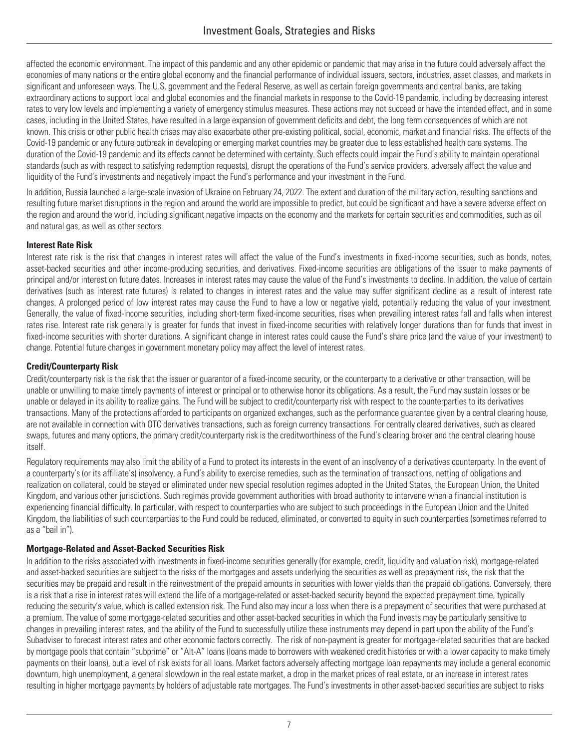affected the economic environment. The impact of this pandemic and any other epidemic or pandemic that may arise in the future could adversely affect the economies of many nations or the entire global economy and the financial performance of individual issuers, sectors, industries, asset classes, and markets in significant and unforeseen ways. The U.S. government and the Federal Reserve, as well as certain foreign governments and central banks, are taking extraordinary actions to support local and global economies and the financial markets in response to the Covid-19 pandemic, including by decreasing interest rates to very low levels and implementing a variety of emergency stimulus measures. These actions may not succeed or have the intended effect, and in some cases, including in the United States, have resulted in a large expansion of government deficits and debt, the long term consequences of which are not known. This crisis or other public health crises may also exacerbate other pre-existing political, social, economic, market and financial risks. The effects of the Covid-19 pandemic or any future outbreak in developing or emerging market countries may be greater due to less established health care systems. The duration of the Covid-19 pandemic and its effects cannot be determined with certainty. Such effects could impair the Fund's ability to maintain operational standards (such as with respect to satisfying redemption requests), disrupt the operations of the Fund's service providers, adversely affect the value and liquidity of the Fund's investments and negatively impact the Fund's performance and your investment in the Fund.

In addition, Russia launched a large-scale invasion of Ukraine on February 24, 2022. The extent and duration of the military action, resulting sanctions and resulting future market disruptions in the region and around the world are impossible to predict, but could be significant and have a severe adverse effect on the region and around the world, including significant negative impacts on the economy and the markets for certain securities and commodities, such as oil and natural gas, as well as other sectors.

**Interest Rate Risk**

Interest rate risk is the risk that changes in interest rates will affect the value of the Fund's investments in fixed-income securities, such as bonds, notes, asset-backed securities and other income-producing securities, and derivatives. Fixed-income securities are obligations of the issuer to make payments of principal and/or interest on future dates. Increases in interest rates may cause the value of the Fund's investments to decline. In addition, the value of certain derivatives (such as interest rate futures) is related to changes in interest rates and the value may suffer significant decline as a result of interest rate changes. A prolonged period of low interest rates may cause the Fund to have a low or negative yield, potentially reducing the value of your investment. Generally, the value of fixed-income securities, including short-term fixed-income securities, rises when prevailing interest rates fall and falls when interest rates rise. Interest rate risk generally is greater for funds that invest in fixed-income securities with relatively longer durations than for funds that invest in fixed-income securities with shorter durations. A significant change in interest rates could cause the Fund's share price (and the value of your investment) to change. Potential future changes in government monetary policy may affect the level of interest rates.

**Credit/Counterparty Risk**

Credit/counterparty risk is the risk that the issuer or guarantor of a fixed-income security, or the counterparty to a derivative or other transaction, will be unable or unwilling to make timely payments of interest or principal or to otherwise honor its obligations. As a result, the Fund may sustain losses or be unable or delayed in its ability to realize gains. The Fund will be subject to credit/counterparty risk with respect to the counterparties to its derivatives transactions. Many of the protections afforded to participants on organized exchanges, such as the performance guarantee given by a central clearing house, are not available in connection with OTC derivatives transactions, such as foreign currency transactions. For centrally cleared derivatives, such as cleared swaps, futures and many options, the primary credit/counterparty risk is the creditworthiness of the Fund's clearing broker and the central clearing house itself.

Regulatory requirements may also limit the ability of a Fund to protect its interests in the event of an insolvency of a derivatives counterparty. In the event of a counterparty's (or its affiliate's) insolvency, a Fund's ability to exercise remedies, such as the termination of transactions, netting of obligations and realization on collateral, could be stayed or eliminated under new special resolution regimes adopted in the United States, the European Union, the United Kingdom, and various other jurisdictions. Such regimes provide government authorities with broad authority to intervene when a financial institution is experiencing financial difficulty. In particular, with respect to counterparties who are subject to such proceedings in the European Union and the United Kingdom, the liabilities of such counterparties to the Fund could be reduced, eliminated, or converted to equity in such counterparties (sometimes referred to as a "bail in").

**Mortgage-Related and Asset-Backed Securities Risk**

In addition to the risks associated with investments in fixed-income securities generally (for example, credit, liquidity and valuation risk), mortgage-related and asset-backed securities are subject to the risks of the mortgages and assets underlying the securities as well as prepayment risk, the risk that the securities may be prepaid and result in the reinvestment of the prepaid amounts in securities with lower yields than the prepaid obligations. Conversely, there is a risk that a rise in interest rates will extend the life of a mortgage-related or asset-backed security beyond the expected prepayment time, typically reducing the security's value, which is called extension risk. The Fund also may incur a loss when there is a prepayment of securities that were purchased at a premium. The value of some mortgage-related securities and other asset-backed securities in which the Fund invests may be particularly sensitive to changes in prevailing interest rates, and the ability of the Fund to successfully utilize these instruments may depend in part upon the ability of the Fund's Subadviser to forecast interest rates and other economic factors correctly. The risk of non-payment is greater for mortgage-related securities that are backed by mortgage pools that contain "subprime" or "Alt-A" loans (loans made to borrowers with weakened credit histories or with a lower capacity to make timely payments on their loans), but a level of risk exists for all loans. Market factors adversely affecting mortgage loan repayments may include a general economic downturn, high unemployment, a general slowdown in the real estate market, a drop in the market prices of real estate, or an increase in interest rates resulting in higher mortgage payments by holders of adjustable rate mortgages. The Fund's investments in other asset-backed securities are subject to risks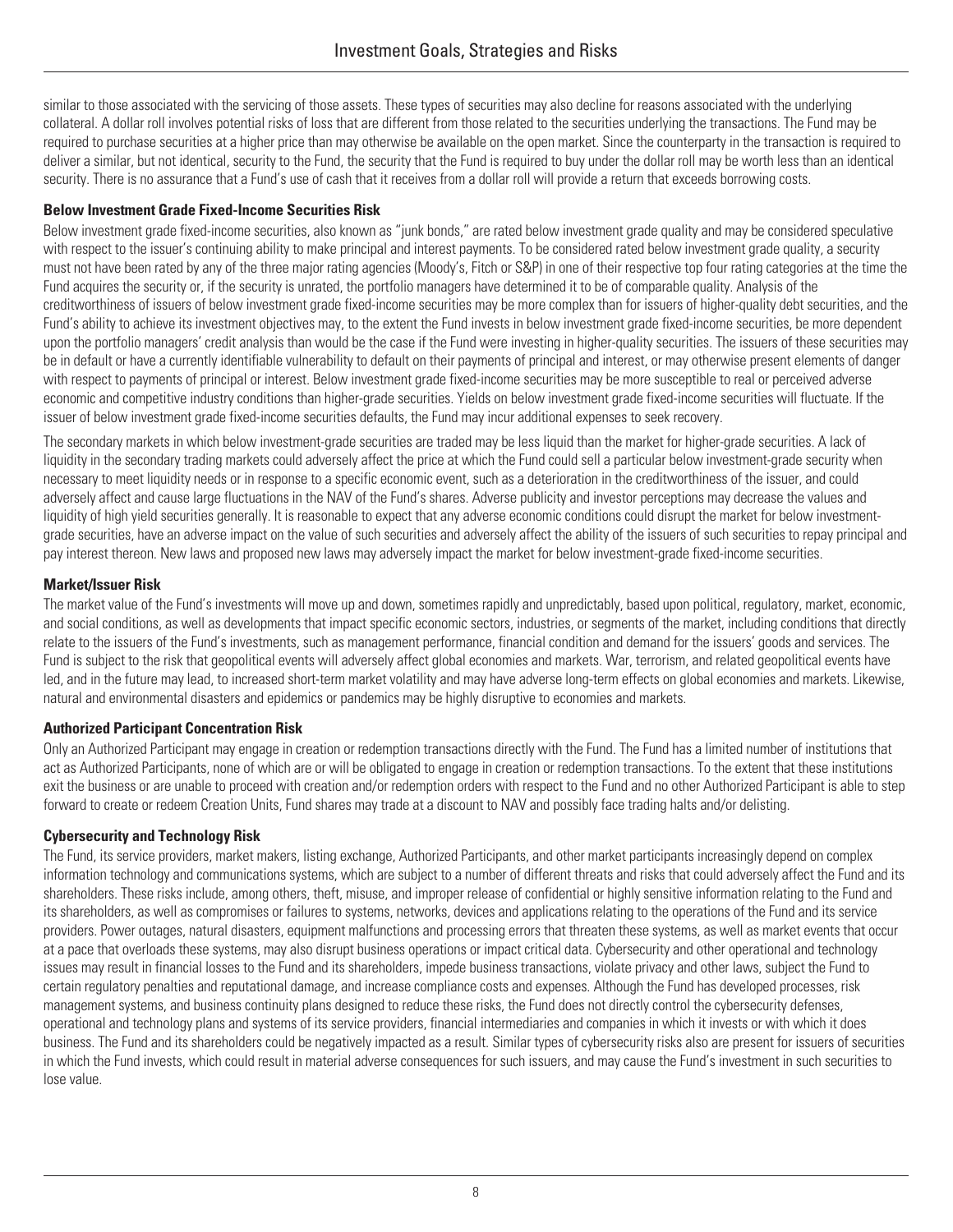similar to those associated with the servicing of those assets. These types of securities may also decline for reasons associated with the underlying collateral. A dollar roll involves potential risks of loss that are different from those related to the securities underlying the transactions. The Fund may be required to purchase securities at a higher price than may otherwise be available on the open market. Since the counterparty in the transaction is required to deliver a similar, but not identical, security to the Fund, the security that the Fund is required to buy under the dollar roll may be worth less than an identical security. There is no assurance that a Fund's use of cash that it receives from a dollar roll will provide a return that exceeds borrowing costs.

**Below Investment Grade Fixed-Income Securities Risk**

Below investment grade fixed-income securities, also known as "junk bonds," are rated below investment grade quality and may be considered speculative with respect to the issuer's continuing ability to make principal and interest payments. To be considered rated below investment grade quality, a security must not have been rated by any of the three major rating agencies (Moody's, Fitch or S&P) in one of their respective top four rating categories at the time the Fund acquires the security or, if the security is unrated, the portfolio managers have determined it to be of comparable quality. Analysis of the creditworthiness of issuers of below investment grade fixed-income securities may be more complex than for issuers of higher-quality debt securities, and the Fund's ability to achieve its investment objectives may, to the extent the Fund invests in below investment grade fixed-income securities, be more dependent upon the portfolio managers' credit analysis than would be the case if the Fund were investing in higher-quality securities. The issuers of these securities may be in default or have a currently identifiable vulnerability to default on their payments of principal and interest, or may otherwise present elements of danger with respect to payments of principal or interest. Below investment grade fixed-income securities may be more susceptible to real or perceived adverse economic and competitive industry conditions than higher-grade securities. Yields on below investment grade fixed-income securities will fluctuate. If the issuer of below investment grade fixed-income securities defaults, the Fund may incur additional expenses to seek recovery.

The secondary markets in which below investment-grade securities are traded may be less liquid than the market for higher-grade securities. A lack of liquidity in the secondary trading markets could adversely affect the price at which the Fund could sell a particular below investment-grade security when necessary to meet liquidity needs or in response to a specific economic event, such as a deterioration in the creditworthiness of the issuer, and could adversely affect and cause large fluctuations in the NAV of the Fund's shares. Adverse publicity and investor perceptions may decrease the values and liquidity of high yield securities generally. It is reasonable to expect that any adverse economic conditions could disrupt the market for below investment-grade securities, have an adverse impact on the value of such securities and adversely affect the ability of the issuers of such securities to repay principal and pay interest thereon. New laws and proposed new laws may adversely impact the market for below investment-grade fixed-income securities.

**Market/Issuer Risk**

The market value of the Fund's investments will move up and down, sometimes rapidly and unpredictably, based upon political, regulatory, market, economic, and social conditions, as well as developments that impact specific economic sectors, industries, or segments of the market, including conditions that directly relate to the issuers of the Fund's investments, such as management performance, financial condition and demand for the issuers' goods and services. The Fund is subject to the risk that geopolitical events will adversely affect global economies and markets. War, terrorism, and related geopolitical events have led, and in the future may lead, to increased short-term market volatility and may have adverse long-term effects on global economies and markets. Likewise, natural and environmental disasters and epidemics or pandemics may be highly disruptive to economies and markets.

**Authorized Participant Concentration Risk**

Only an Authorized Participant may engage in creation or redemption transactions directly with the Fund. The Fund has a limited number of institutions that act as Authorized Participants, none of which are or will be obligated to engage in creation or redemption transactions. To the extent that these institutions exit the business or are unable to proceed with creation and/or redemption orders with respect to the Fund and no other Authorized Participant is able to step forward to create or redeem Creation Units, Fund shares may trade at a discount to NAV and possibly face trading halts and/or delisting.

**Cybersecurity and Technology Risk**

The Fund, its service providers, market makers, listing exchange, Authorized Participants, and other market participants increasingly depend on complex information technology and communications systems, which are subject to a number of different threats and risks that could adversely affect the Fund and its shareholders. These risks include, among others, theft, misuse, and improper release of confidential or highly sensitive information relating to the Fund and its shareholders, as well as compromises or failures to systems, networks, devices and applications relating to the operations of the Fund and its service providers. Power outages, natural disasters, equipment malfunctions and processing errors that threaten these systems, as well as market events that occur at a pace that overloads these systems, may also disrupt business operations or impact critical data. Cybersecurity and other operational and technology issues may result in financial losses to the Fund and its shareholders, impede business transactions, violate privacy and other laws, subject the Fund to certain regulatory penalties and reputational damage, and increase compliance costs and expenses. Although the Fund has developed processes, risk management systems, and business continuity plans designed to reduce these risks, the Fund does not directly control the cybersecurity defenses, operational and technology plans and systems of its service providers, financial intermediaries and companies in which it invests or with which it does business. The Fund and its shareholders could be negatively impacted as a result. Similar types of cybersecurity risks also are present for issuers of securities in which the Fund invests, which could result in material adverse consequences for such issuers, and may cause the Fund's investment in such securities to lose value.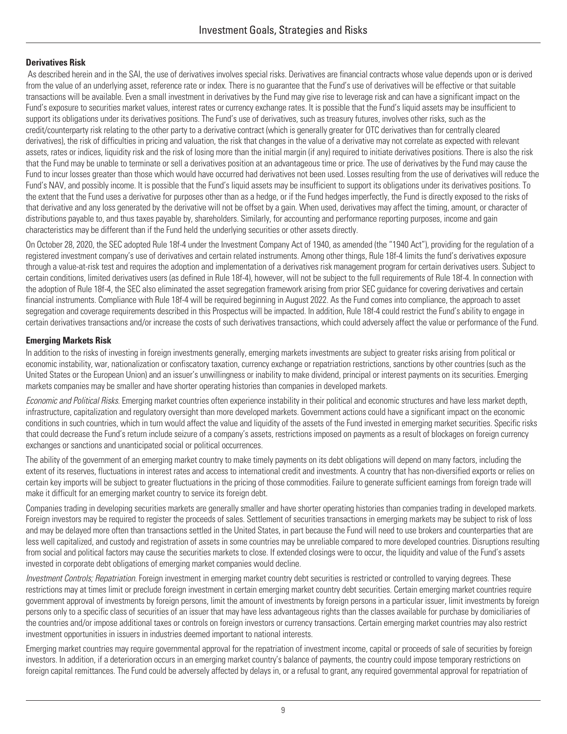**Derivatives Risk**

As described herein and in the SAI, the use of derivatives involves special risks. Derivatives are financial contracts whose value depends upon or is derived from the value of an underlying asset, reference rate or index. There is no guarantee that the Fund's use of derivatives will be effective or that suitable transactions will be available. Even a small investment in derivatives by the Fund may give rise to leverage risk and can have a significant impact on the Fund's exposure to securities market values, interest rates or currency exchange rates. It is possible that the Fund's liquid assets may be insufficient to support its obligations under its derivatives positions. The Fund's use of derivatives, such as treasury futures, involves other risks, such as the credit/counterparty risk relating to the other party to a derivative contract (which is generally greater for OTC derivatives than for centrally cleared derivatives), the risk of difficulties in pricing and valuation, the risk that changes in the value of a derivative may not correlate as expected with relevant assets, rates or indices, liquidity risk and the risk of losing more than the initial margin (if any) required to initiate derivatives positions. There is also the risk that the Fund may be unable to terminate or sell a derivatives position at an advantageous time or price. The use of derivatives by the Fund may cause the Fund to incur losses greater than those which would have occurred had derivatives not been used. Losses resulting from the use of derivatives will reduce the Fund's NAV, and possibly income. It is possible that the Fund's liquid assets may be insufficient to support its obligations under its derivatives positions. To the extent that the Fund uses a derivative for purposes other than as a hedge, or if the Fund hedges imperfectly, the Fund is directly exposed to the risks of that derivative and any loss generated by the derivative will not be offset by a gain. When used, derivatives may affect the timing, amount, or character of distributions payable to, and thus taxes payable by, shareholders. Similarly, for accounting and performance reporting purposes, income and gain characteristics may be different than if the Fund held the underlying securities or other assets directly.

On October 28, 2020, the SEC adopted Rule 18f-4 under the Investment Company Act of 1940, as amended (the "1940 Act"), providing for the regulation of a registered investment company's use of derivatives and certain related instruments. Among other things, Rule 18f-4 limits the fund's derivatives exposure through a value-at-risk test and requires the adoption and implementation of a derivatives risk management program for certain derivatives users. Subject to certain conditions, limited derivatives users (as defined in Rule 18f-4), however, will not be subject to the full requirements of Rule 18f-4. In connection with the adoption of Rule 18f-4, the SEC also eliminated the asset segregation framework arising from prior SEC guidance for covering derivatives and certain financial instruments. Compliance with Rule 18f-4 will be required beginning in August 2022. As the Fund comes into compliance, the approach to asset segregation and coverage requirements described in this Prospectus will be impacted. In addition, Rule 18f-4 could restrict the Fund's ability to engage in certain derivatives transactions and/or increase the costs of such derivatives transactions, which could adversely affect the value or performance of the Fund.

**Emerging Markets Risk**

In addition to the risks of investing in foreign investments generally, emerging markets investments are subject to greater risks arising from political or economic instability, war, nationalization or confiscatory taxation, currency exchange or repatriation restrictions, sanctions by other countries (such as the United States or the European Union) and an issuer's unwillingness or inability to make dividend, principal or interest payments on its securities. Emerging markets companies may be smaller and have shorter operating histories than companies in developed markets.

*Economic and Political Risks*. Emerging market countries often experience instability in their political and economic structures and have less market depth, infrastructure, capitalization and regulatory oversight than more developed markets. Government actions could have a significant impact on the economic conditions in such countries, which in turn would affect the value and liquidity of the assets of the Fund invested in emerging market securities. Specific risks that could decrease the Fund's return include seizure of a company's assets, restrictions imposed on payments as a result of blockages on foreign currency exchanges or sanctions and unanticipated social or political occurrences.

The ability of the government of an emerging market country to make timely payments on its debt obligations will depend on many factors, including the extent of its reserves, fluctuations in interest rates and access to international credit and investments. A country that has non-diversified exports or relies on certain key imports will be subject to greater fluctuations in the pricing of those commodities. Failure to generate sufficient earnings from foreign trade will make it difficult for an emerging market country to service its foreign debt.

Companies trading in developing securities markets are generally smaller and have shorter operating histories than companies trading in developed markets. Foreign investors may be required to register the proceeds of sales. Settlement of securities transactions in emerging markets may be subject to risk of loss and may be delayed more often than transactions settled in the United States, in part because the Fund will need to use brokers and counterparties that are less well capitalized, and custody and registration of assets in some countries may be unreliable compared to more developed countries. Disruptions resulting from social and political factors may cause the securities markets to close. If extended closings were to occur, the liquidity and value of the Fund's assets invested in corporate debt obligations of emerging market companies would decline.

*Investment Controls; Repatriation*. Foreign investment in emerging market country debt securities is restricted or controlled to varying degrees. These restrictions may at times limit or preclude foreign investment in certain emerging market country debt securities. Certain emerging market countries require government approval of investments by foreign persons, limit the amount of investments by foreign persons in a particular issuer, limit investments by foreign persons only to a specific class of securities of an issuer that may have less advantageous rights than the classes available for purchase by domiciliaries of the countries and/or impose additional taxes or controls on foreign investors or currency transactions. Certain emerging market countries may also restrict investment opportunities in issuers in industries deemed important to national interests.

Emerging market countries may require governmental approval for the repatriation of investment income, capital or proceeds of sale of securities by foreign investors. In addition, if a deterioration occurs in an emerging market country's balance of payments, the country could impose temporary restrictions on foreign capital remittances. The Fund could be adversely affected by delays in, or a refusal to grant, any required governmental approval for repatriation of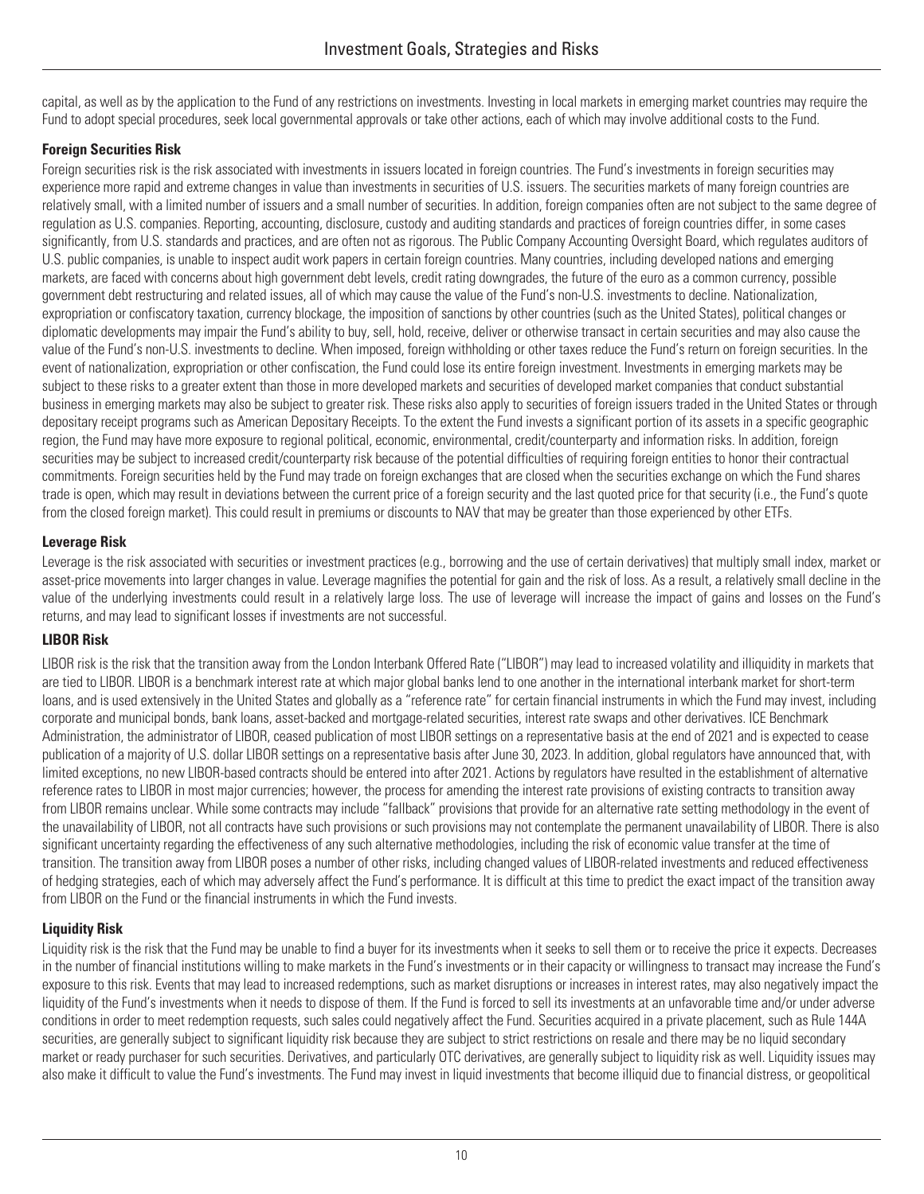capital, as well as by the application to the Fund of any restrictions on investments. Investing in local markets in emerging market countries may require the Fund to adopt special procedures, seek local governmental approvals or take other actions, each of which may involve additional costs to the Fund.

**Foreign Securities Risk**

Foreign securities risk is the risk associated with investments in issuers located in foreign countries. The Fund's investments in foreign securities may experience more rapid and extreme changes in value than investments in securities of U.S. issuers. The securities markets of many foreign countries are relatively small, with a limited number of issuers and a small number of securities. In addition, foreign companies often are not subject to the same degree of regulation as U.S. companies. Reporting, accounting, disclosure, custody and auditing standards and practices of foreign countries differ, in some cases significantly, from U.S. standards and practices, and are often not as rigorous. The Public Company Accounting Oversight Board, which regulates auditors of U.S. public companies, is unable to inspect audit work papers in certain foreign countries. Many countries, including developed nations and emerging markets, are faced with concerns about high government debt levels, credit rating downgrades, the future of the euro as a common currency, possible government debt restructuring and related issues, all of which may cause the value of the Fund's non-U.S. investments to decline. Nationalization, expropriation or confiscatory taxation, currency blockage, the imposition of sanctions by other countries (such as the United States), political changes or diplomatic developments may impair the Fund's ability to buy, sell, hold, receive, deliver or otherwise transact in certain securities and may also cause the value of the Fund's non-U.S. investments to decline. When imposed, foreign withholding or other taxes reduce the Fund's return on foreign securities. In the event of nationalization, expropriation or other confiscation, the Fund could lose its entire foreign investment. Investments in emerging markets may be subject to these risks to a greater extent than those in more developed markets and securities of developed market companies that conduct substantial business in emerging markets may also be subject to greater risk. These risks also apply to securities of foreign issuers traded in the United States or through depositary receipt programs such as American Depositary Receipts. To the extent the Fund invests a significant portion of its assets in a specific geographic region, the Fund may have more exposure to regional political, economic, environmental, credit/counterparty and information risks. In addition, foreign securities may be subject to increased credit/counterparty risk because of the potential difficulties of requiring foreign entities to honor their contractual commitments. Foreign securities held by the Fund may trade on foreign exchanges that are closed when the securities exchange on which the Fund shares trade is open, which may result in deviations between the current price of a foreign security and the last quoted price for that security (i.e., the Fund's quote from the closed foreign market). This could result in premiums or discounts to NAV that may be greater than those experienced by other ETFs.

**Leverage Risk**

Leverage is the risk associated with securities or investment practices (e.g., borrowing and the use of certain derivatives) that multiply small index, market or asset-price movements into larger changes in value. Leverage magnifies the potential for gain and the risk of loss. As a result, a relatively small decline in the value of the underlying investments could result in a relatively large loss. The use of leverage will increase the impact of gains and losses on the Fund's returns, and may lead to significant losses if investments are not successful.

**LIBOR Risk**

LIBOR risk is the risk that the transition away from the London Interbank Offered Rate ("LIBOR") may lead to increased volatility and illiquidity in markets that are tied to LIBOR. LIBOR is a benchmark interest rate at which major global banks lend to one another in the international interbank market for short-term loans, and is used extensively in the United States and globally as a "reference rate" for certain financial instruments in which the Fund may invest, including corporate and municipal bonds, bank loans, asset-backed and mortgage-related securities, interest rate swaps and other derivatives. ICE Benchmark Administration, the administrator of LIBOR, ceased publication of most LIBOR settings on a representative basis at the end of 2021 and is expected to cease publication of a majority of U.S. dollar LIBOR settings on a representative basis after June 30, 2023. In addition, global regulators have announced that, with limited exceptions, no new LIBOR-based contracts should be entered into after 2021. Actions by regulators have resulted in the establishment of alternative reference rates to LIBOR in most major currencies; however, the process for amending the interest rate provisions of existing contracts to transition away from LIBOR remains unclear. While some contracts may include "fallback" provisions that provide for an alternative rate setting methodology in the event of the unavailability of LIBOR, not all contracts have such provisions or such provisions may not contemplate the permanent unavailability of LIBOR. There is also significant uncertainty regarding the effectiveness of any such alternative methodologies, including the risk of economic value transfer at the time of transition. The transition away from LIBOR poses a number of other risks, including changed values of LIBOR-related investments and reduced effectiveness of hedging strategies, each of which may adversely affect the Fund's performance. It is difficult at this time to predict the exact impact of the transition away from LIBOR on the Fund or the financial instruments in which the Fund invests.

**Liquidity Risk**

Liquidity risk is the risk that the Fund may be unable to find a buyer for its investments when it seeks to sell them or to receive the price it expects. Decreases in the number of financial institutions willing to make markets in the Fund's investments or in their capacity or willingness to transact may increase the Fund's exposure to this risk. Events that may lead to increased redemptions, such as market disruptions or increases in interest rates, may also negatively impact the liquidity of the Fund's investments when it needs to dispose of them. If the Fund is forced to sell its investments at an unfavorable time and/or under adverse conditions in order to meet redemption requests, such sales could negatively affect the Fund. Securities acquired in a private placement, such as Rule 144A securities, are generally subject to significant liquidity risk because they are subject to strict restrictions on resale and there may be no liquid secondary market or ready purchaser for such securities. Derivatives, and particularly OTC derivatives, are generally subject to liquidity risk as well. Liquidity issues may also make it difficult to value the Fund's investments. The Fund may invest in liquid investments that become illiquid due to financial distress, or geopolitical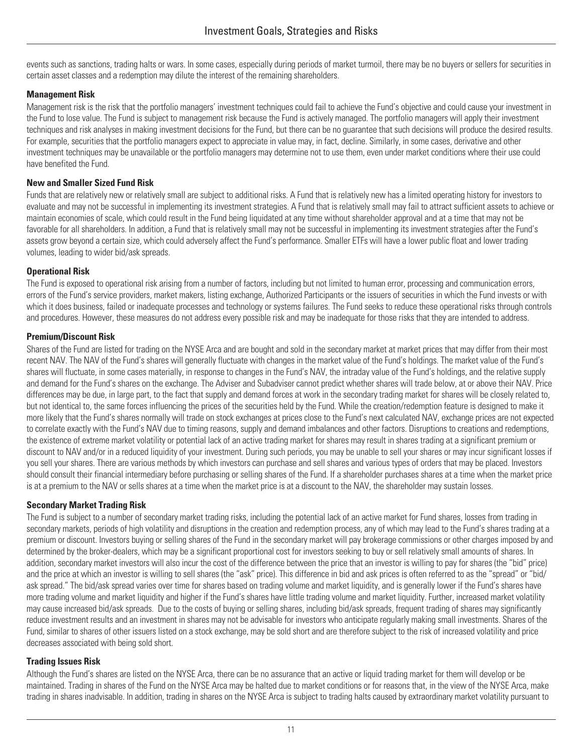events such as sanctions, trading halts or wars. In some cases, especially during periods of market turmoil, there may be no buyers or sellers for securities in certain asset classes and a redemption may dilute the interest of the remaining shareholders.

**Management Risk**

Management risk is the risk that the portfolio managers' investment techniques could fail to achieve the Fund's objective and could cause your investment in the Fund to lose value. The Fund is subject to management risk because the Fund is actively managed. The portfolio managers will apply their investment techniques and risk analyses in making investment decisions for the Fund, but there can be no guarantee that such decisions will produce the desired results. For example, securities that the portfolio managers expect to appreciate in value may, in fact, decline. Similarly, in some cases, derivative and other investment techniques may be unavailable or the portfolio managers may determine not to use them, even under market conditions where their use could have benefited the Fund.

**New and Smaller Sized Fund Risk**

Funds that are relatively new or relatively small are subject to additional risks. A Fund that is relatively new has a limited operating history for investors to evaluate and may not be successful in implementing its investment strategies. A Fund that is relatively small may fail to attract sufficient assets to achieve or maintain economies of scale, which could result in the Fund being liquidated at any time without shareholder approval and at a time that may not be favorable for all shareholders. In addition, a Fund that is relatively small may not be successful in implementing its investment strategies after the Fund's assets grow beyond a certain size, which could adversely affect the Fund's performance. Smaller ETFs will have a lower public float and lower trading volumes, leading to wider bid/ask spreads.

**Operational Risk**

The Fund is exposed to operational risk arising from a number of factors, including but not limited to human error, processing and communication errors, errors of the Fund's service providers, market makers, listing exchange, Authorized Participants or the issuers of securities in which the Fund invests or with which it does business, failed or inadequate processes and technology or systems failures. The Fund seeks to reduce these operational risks through controls and procedures. However, these measures do not address every possible risk and may be inadequate for those risks that they are intended to address.

**Premium/Discount Risk**

Shares of the Fund are listed for trading on the NYSE Arca and are bought and sold in the secondary market at market prices that may differ from their most recent NAV. The NAV of the Fund's shares will generally fluctuate with changes in the market value of the Fund's holdings. The market value of the Fund's shares will fluctuate, in some cases materially, in response to changes in the Fund's NAV, the intraday value of the Fund's holdings, and the relative supply and demand for the Fund's shares on the exchange. The Adviser and Subadviser cannot predict whether shares will trade below, at or above their NAV. Price differences may be due, in large part, to the fact that supply and demand forces at work in the secondary trading market for shares will be closely related to, but not identical to, the same forces influencing the prices of the securities held by the Fund. While the creation/redemption feature is designed to make it more likely that the Fund's shares normally will trade on stock exchanges at prices close to the Fund's next calculated NAV, exchange prices are not expected to correlate exactly with the Fund's NAV due to timing reasons, supply and demand imbalances and other factors. Disruptions to creations and redemptions, the existence of extreme market volatility or potential lack of an active trading market for shares may result in shares trading at a significant premium or discount to NAV and/or in a reduced liquidity of your investment. During such periods, you may be unable to sell your shares or may incur significant losses if you sell your shares. There are various methods by which investors can purchase and sell shares and various types of orders that may be placed. Investors should consult their financial intermediary before purchasing or selling shares of the Fund. If a shareholder purchases shares at a time when the market price is at a premium to the NAV or sells shares at a time when the market price is at a discount to the NAV, the shareholder may sustain losses.

**Secondary Market Trading Risk**

The Fund is subject to a number of secondary market trading risks, including the potential lack of an active market for Fund shares, losses from trading in secondary markets, periods of high volatility and disruptions in the creation and redemption process, any of which may lead to the Fund's shares trading at a premium or discount. Investors buying or selling shares of the Fund in the secondary market will pay brokerage commissions or other charges imposed by and determined by the broker-dealers, which may be a significant proportional cost for investors seeking to buy or sell relatively small amounts of shares. In addition, secondary market investors will also incur the cost of the difference between the price that an investor is willing to pay for shares (the "bid" price) and the price at which an investor is willing to sell shares (the "ask" price). This difference in bid and ask prices is often referred to as the "spread" or "bid/ask spread." The bid/ask spread varies over time for shares based on trading volume and market liquidity, and is generally lower if the Fund's shares have more trading volume and market liquidity and higher if the Fund's shares have little trading volume and market liquidity. Further, increased market volatility may cause increased bid/ask spreads. Due to the costs of buying or selling shares, including bid/ask spreads, frequent trading of shares may significantly reduce investment results and an investment in shares may not be advisable for investors who anticipate regularly making small investments. Shares of the Fund, similar to shares of other issuers listed on a stock exchange, may be sold short and are therefore subject to the risk of increased volatility and price decreases associated with being sold short.

**Trading Issues Risk**

Although the Fund's shares are listed on the NYSE Arca, there can be no assurance that an active or liquid trading market for them will develop or be maintained. Trading in shares of the Fund on the NYSE Arca may be halted due to market conditions or for reasons that, in the view of the NYSE Arca, make trading in shares inadvisable. In addition, trading in shares on the NYSE Arca is subject to trading halts caused by extraordinary market volatility pursuant to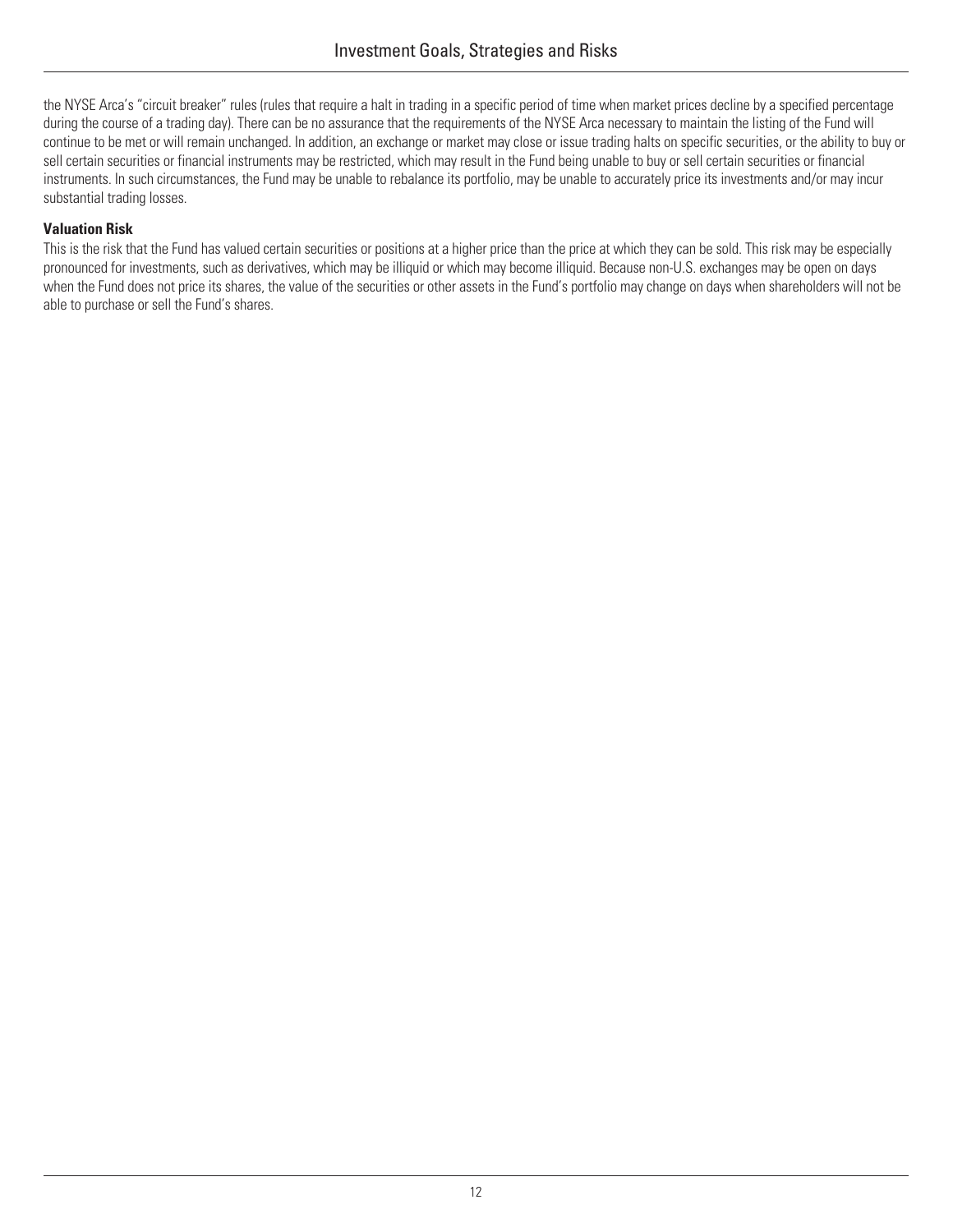the NYSE Arca's "circuit breaker" rules (rules that require a halt in trading in a specific period of time when market prices decline by a specified percentage during the course of a trading day). There can be no assurance that the requirements of the NYSE Arca necessary to maintain the listing of the Fund will continue to be met or will remain unchanged. In addition, an exchange or market may close or issue trading halts on specific securities, or the ability to buy or sell certain securities or financial instruments may be restricted, which may result in the Fund being unable to buy or sell certain securities or financial instruments. In such circumstances, the Fund may be unable to rebalance its portfolio, may be unable to accurately price its investments and/or may incur substantial trading losses.

**Valuation Risk**

This is the risk that the Fund has valued certain securities or positions at a higher price than the price at which they can be sold. This risk may be especially pronounced for investments, such as derivatives, which may be illiquid or which may become illiquid. Because non-U.S. exchanges may be open on days when the Fund does not price its shares, the value of the securities or other assets in the Fund's portfolio may change on days when shareholders will not be able to purchase or sell the Fund's shares.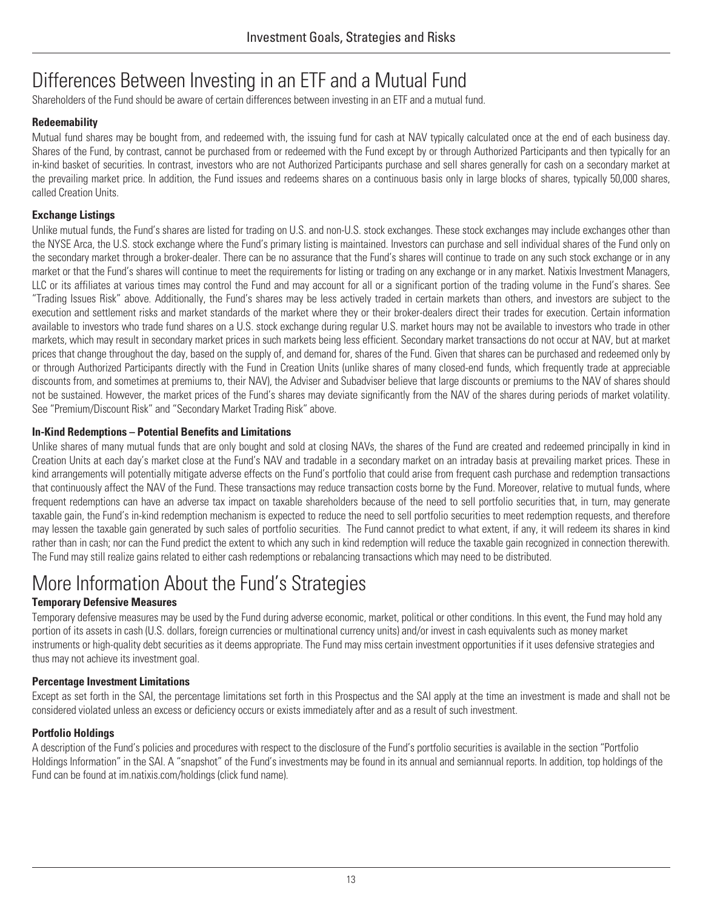# Differences Between Investing in an ETF and a Mutual Fund

Shareholders of the Fund should be aware of certain differences between investing in an ETF and a mutual fund.

### Redeemability

Mutual fund shares may be bought from, and redeemed with, the issuing fund for cash at NAV typically calculated once at the end of each business day. Shares of the Fund, by contrast, cannot be purchased from or redeemed with the Fund except by or through Authorized Participants and then typically for an in-kind basket of securities. In contrast, investors who are not Authorized Participants purchase and sell shares generally for cash on a secondary market at the prevailing market price. In addition, the Fund issues and redeems shares on a continuous basis only in large blocks of shares, typically 50,000 shares, called Creation Units.

### Exchange Listings

Unlike mutual funds, the Fund's shares are listed for trading on U.S. and non-U.S. stock exchanges. These stock exchanges may include exchanges other than the NYSE Arca, the U.S. stock exchange where the Fund's primary listing is maintained. Investors can purchase and sell individual shares of the Fund only on the secondary market through a broker-dealer. There can be no assurance that the Fund's shares will continue to trade on any such stock exchange or in any market or that the Fund's shares will continue to meet the requirements for listing or trading on any exchange or in any market. Natixis Investment Managers, LLC or its affiliates at various times may control the Fund and may account for all or a significant portion of the trading volume in the Fund's shares. See "Trading Issues Risk" above. Additionally, the Fund's shares may be less actively traded in certain markets than others, and investors are subject to the execution and settlement risks and market standards of the market where they or their broker-dealers direct their trades for execution. Certain information available to investors who trade fund shares on a U.S. stock exchange during regular U.S. market hours may not be available to investors who trade in other markets, which may result in secondary market prices in such markets being less efficient. Secondary market transactions do not occur at NAV, but at market prices that change throughout the day, based on the supply of, and demand for, shares of the Fund. Given that shares can be purchased and redeemed only by or through Authorized Participants directly with the Fund in Creation Units (unlike shares of many closed-end funds, which frequently trade at appreciable discounts from, and sometimes at premiums to, their NAV), the Adviser and Subadviser believe that large discounts or premiums to the NAV of shares should not be sustained. However, the market prices of the Fund's shares may deviate significantly from the NAV of the shares during periods of market volatility. See "Premium/Discount Risk" and "Secondary Market Trading Risk" above.

### In-Kind Redemptions – Potential Benefits and Limitations

Unlike shares of many mutual funds that are only bought and sold at closing NAVs, the shares of the Fund are created and redeemed principally in kind in Creation Units at each day's market close at the Fund's NAV and tradable in a secondary market on an intraday basis at prevailing market prices. These in kind arrangements will potentially mitigate adverse effects on the Fund's portfolio that could arise from frequent cash purchase and redemption transactions that continuously affect the NAV of the Fund. These transactions may reduce transaction costs borne by the Fund. Moreover, relative to mutual funds, where frequent redemptions can have an adverse tax impact on taxable shareholders because of the need to sell portfolio securities that, in turn, may generate taxable gain, the Fund's in-kind redemption mechanism is expected to reduce the need to sell portfolio securities to meet redemption requests, and therefore may lessen the taxable gain generated by such sales of portfolio securities. The Fund cannot predict to what extent, if any, it will redeem its shares in kind rather than in cash; nor can the Fund predict the extent to which any such in kind redemption will reduce the taxable gain recognized in connection therewith. The Fund may still realize gains related to either cash redemptions or rebalancing transactions which may need to be distributed.

# More Information About the Fund's Strategies

### Temporary Defensive Measures

Temporary defensive measures may be used by the Fund during adverse economic, market, political or other conditions. In this event, the Fund may hold any portion of its assets in cash (U.S. dollars, foreign currencies or multinational currency units) and/or invest in cash equivalents such as money market instruments or high-quality debt securities as it deems appropriate. The Fund may miss certain investment opportunities if it uses defensive strategies and thus may not achieve its investment goal.

### Percentage Investment Limitations

Except as set forth in the SAI, the percentage limitations set forth in this Prospectus and the SAI apply at the time an investment is made and shall not be considered violated unless an excess or deficiency occurs or exists immediately after and as a result of such investment.

### Portfolio Holdings

A description of the Fund's policies and procedures with respect to the disclosure of the Fund's portfolio securities is available in the section "Portfolio Holdings Information" in the SAI. A "snapshot" of the Fund's investments may be found in its annual and semiannual reports. In addition, top holdings of the Fund can be found at im.natixis.com/holdings (click fund name).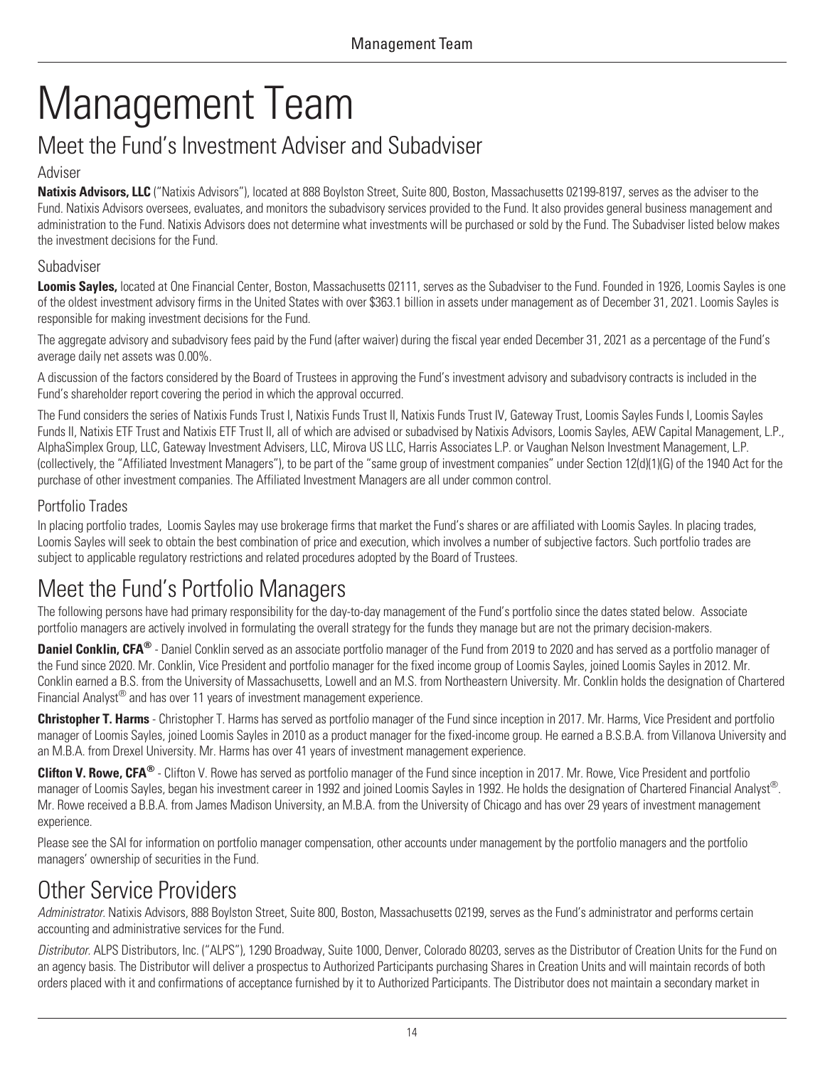# Management Team

## Meet the Fund's Investment Adviser and Subadviser

### Adviser

**Natixis Advisors, LLC** ("Natixis Advisors"), located at 888 Boylston Street, Suite 800, Boston, Massachusetts 02199-8197, serves as the adviser to the Fund. Natixis Advisors oversees, evaluates, and monitors the subadvisory services provided to the Fund. It also provides general business management and administration to the Fund. Natixis Advisors does not determine what investments will be purchased or sold by the Fund. The Subadviser listed below makes the investment decisions for the Fund.

### Subadviser

**Loomis Sayles,** located at One Financial Center, Boston, Massachusetts 02111, serves as the Subadviser to the Fund. Founded in 1926, Loomis Sayles is one of the oldest investment advisory firms in the United States with over $363.1 billion in assets under management as of December 31, 2021. Loomis Sayles is responsible for making investment decisions for the Fund.

The aggregate advisory and subadvisory fees paid by the Fund (after waiver) during the fiscal year ended December 31, 2021 as a percentage of the Fund's average daily net assets was 0.00%.

A discussion of the factors considered by the Board of Trustees in approving the Fund's investment advisory and subadvisory contracts is included in the Fund's shareholder report covering the period in which the approval occurred.

The Fund considers the series of Natixis Funds Trust I, Natixis Funds Trust II, Natixis Funds Trust IV, Gateway Trust, Loomis Sayles Funds I, Loomis Sayles Funds II, Natixis ETF Trust and Natixis ETF Trust II, all of which are advised or subadvised by Natixis Advisors, Loomis Sayles, AEW Capital Management, L.P., AlphaSimplex Group, LLC, Gateway Investment Advisers, LLC, Mirova US LLC, Harris Associates L.P. or Vaughan Nelson Investment Management, L.P. (collectively, the "Affiliated Investment Managers"), to be part of the "same group of investment companies" under Section 12(d)(1)(G) of the 1940 Act for the purchase of other investment companies. The Affiliated Investment Managers are all under common control.

### Portfolio Trades

In placing portfolio trades, Loomis Sayles may use brokerage firms that market the Fund's shares or are affiliated with Loomis Sayles. In placing trades, Loomis Sayles will seek to obtain the best combination of price and execution, which involves a number of subjective factors. Such portfolio trades are subject to applicable regulatory restrictions and related procedures adopted by the Board of Trustees.

## Meet the Fund's Portfolio Managers

The following persons have had primary responsibility for the day-to-day management of the Fund's portfolio since the dates stated below. Associate portfolio managers are actively involved in formulating the overall strategy for the funds they manage but are not the primary decision-makers.

**Daniel Conklin, CFA®** - Daniel Conklin served as an associate portfolio manager of the Fund from 2019 to 2020 and has served as a portfolio manager of the Fund since 2020. Mr. Conklin, Vice President and portfolio manager for the fixed income group of Loomis Sayles, joined Loomis Sayles in 2012. Mr. Conklin earned a B.S. from the University of Massachusetts, Lowell and an M.S. from Northeastern University. Mr. Conklin holds the designation of Chartered Financial Analyst® and has over 11 years of investment management experience.

**Christopher T. Harms** - Christopher T. Harms has served as portfolio manager of the Fund since inception in 2017. Mr. Harms, Vice President and portfolio manager of Loomis Sayles, joined Loomis Sayles in 2010 as a product manager for the fixed-income group. He earned a B.S.B.A. from Villanova University and an M.B.A. from Drexel University. Mr. Harms has over 41 years of investment management experience.

**Clifton V. Rowe, CFA®** - Clifton V. Rowe has served as portfolio manager of the Fund since inception in 2017. Mr. Rowe, Vice President and portfolio manager of Loomis Sayles, began his investment career in 1992 and joined Loomis Sayles in 1992. He holds the designation of Chartered Financial Analyst®. Mr. Rowe received a B.B.A. from James Madison University, an M.B.A. from the University of Chicago and has over 29 years of investment management experience.

Please see the SAI for information on portfolio manager compensation, other accounts under management by the portfolio managers and the portfolio managers' ownership of securities in the Fund.

## Other Service Providers

*Administrator.* Natixis Advisors, 888 Boylston Street, Suite 800, Boston, Massachusetts 02199, serves as the Fund's administrator and performs certain accounting and administrative services for the Fund.

*Distributor.* ALPS Distributors, Inc. ("ALPS"), 1290 Broadway, Suite 1000, Denver, Colorado 80203, serves as the Distributor of Creation Units for the Fund on an agency basis. The Distributor will deliver a prospectus to Authorized Participants purchasing Shares in Creation Units and will maintain records of both orders placed with it and confirmations of acceptance furnished by it to Authorized Participants. The Distributor does not maintain a secondary market in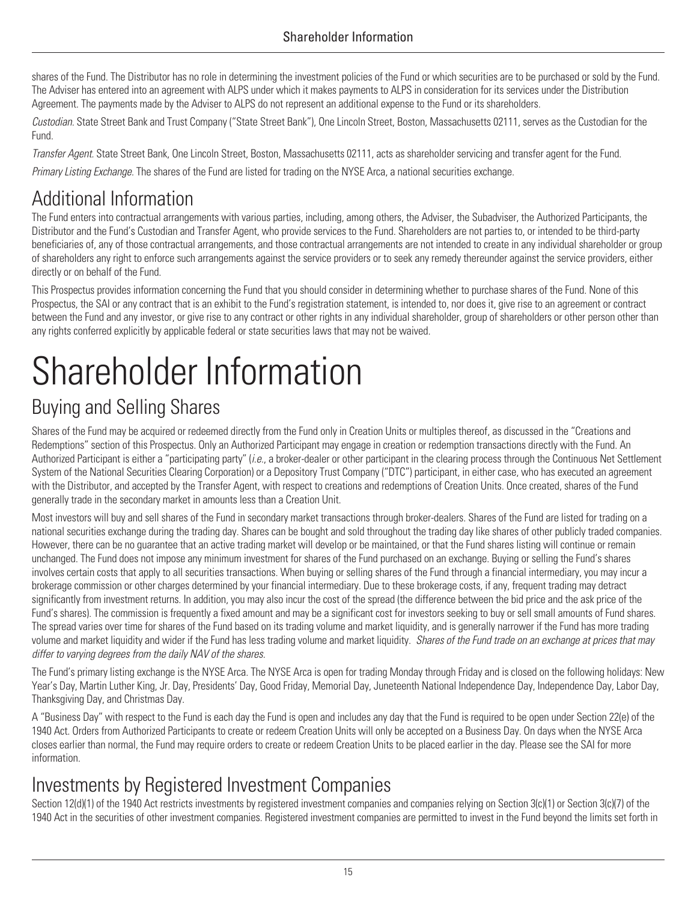shares of the Fund. The Distributor has no role in determining the investment policies of the Fund or which securities are to be purchased or sold by the Fund. The Adviser has entered into an agreement with ALPS under which it makes payments to ALPS in consideration for its services under the Distribution Agreement. The payments made by the Adviser to ALPS do not represent an additional expense to the Fund or its shareholders.

*Custodian.* State Street Bank and Trust Company ("State Street Bank"), One Lincoln Street, Boston, Massachusetts 02111, serves as the Custodian for the Fund.

*Transfer Agent.* State Street Bank, One Lincoln Street, Boston, Massachusetts 02111, acts as shareholder servicing and transfer agent for the Fund.

*Primary Listing Exchange.* The shares of the Fund are listed for trading on the NYSE Arca, a national securities exchange.

## Additional Information

The Fund enters into contractual arrangements with various parties, including, among others, the Adviser, the Subadviser, the Authorized Participants, the Distributor and the Fund's Custodian and Transfer Agent, who provide services to the Fund. Shareholders are not parties to, or intended to be third-party beneficiaries of, any of those contractual arrangements, and those contractual arrangements are not intended to create in any individual shareholder or group of shareholders any right to enforce such arrangements against the service providers or to seek any remedy thereunder against the service providers, either directly or on behalf of the Fund.

This Prospectus provides information concerning the Fund that you should consider in determining whether to purchase shares of the Fund. None of this Prospectus, the SAI or any contract that is an exhibit to the Fund's registration statement, is intended to, nor does it, give rise to an agreement or contract between the Fund and any investor, or give rise to any contract or other rights in any individual shareholder, group of shareholders or other person other than any rights conferred explicitly by applicable federal or state securities laws that may not be waived.

# Shareholder Information

## Buying and Selling Shares

Shares of the Fund may be acquired or redeemed directly from the Fund only in Creation Units or multiples thereof, as discussed in the "Creations and Redemptions" section of this Prospectus. Only an Authorized Participant may engage in creation or redemption transactions directly with the Fund. An Authorized Participant is either a "participating party" (*i.e.*, a broker-dealer or other participant in the clearing process through the Continuous Net Settlement System of the National Securities Clearing Corporation) or a Depository Trust Company ("DTC") participant, in either case, who has executed an agreement with the Distributor, and accepted by the Transfer Agent, with respect to creations and redemptions of Creation Units. Once created, shares of the Fund generally trade in the secondary market in amounts less than a Creation Unit.

Most investors will buy and sell shares of the Fund in secondary market transactions through broker-dealers. Shares of the Fund are listed for trading on a national securities exchange during the trading day. Shares can be bought and sold throughout the trading day like shares of other publicly traded companies. However, there can be no guarantee that an active trading market will develop or be maintained, or that the Fund shares listing will continue or remain unchanged. The Fund does not impose any minimum investment for shares of the Fund purchased on an exchange. Buying or selling the Fund's shares involves certain costs that apply to all securities transactions. When buying or selling shares of the Fund through a financial intermediary, you may incur a brokerage commission or other charges determined by your financial intermediary. Due to these brokerage costs, if any, frequent trading may detract significantly from investment returns. In addition, you may also incur the cost of the spread (the difference between the bid price and the ask price of the Fund's shares). The commission is frequently a fixed amount and may be a significant cost for investors seeking to buy or sell small amounts of Fund shares. The spread varies over time for shares of the Fund based on its trading volume and market liquidity, and is generally narrower if the Fund has more trading volume and market liquidity and wider if the Fund has less trading volume and market liquidity. *Shares of the Fund trade on an exchange at prices that may differ to varying degrees from the daily NAV of the shares.*

The Fund's primary listing exchange is the NYSE Arca. The NYSE Arca is open for trading Monday through Friday and is closed on the following holidays: New Year's Day, Martin Luther King, Jr. Day, Presidents' Day, Good Friday, Memorial Day, Juneteenth National Independence Day, Independence Day, Labor Day, Thanksgiving Day, and Christmas Day.

A "Business Day" with respect to the Fund is each day the Fund is open and includes any day that the Fund is required to be open under Section 22(e) of the 1940 Act. Orders from Authorized Participants to create or redeem Creation Units will only be accepted on a Business Day. On days when the NYSE Arca closes earlier than normal, the Fund may require orders to create or redeem Creation Units to be placed earlier in the day. Please see the SAI for more information.

## Investments by Registered Investment Companies

Section 12(d)(1) of the 1940 Act restricts investments by registered investment companies and companies relying on Section 3(c)(1) or Section 3(c)(7) of the 1940 Act in the securities of other investment companies. Registered investment companies are permitted to invest in the Fund beyond the limits set forth in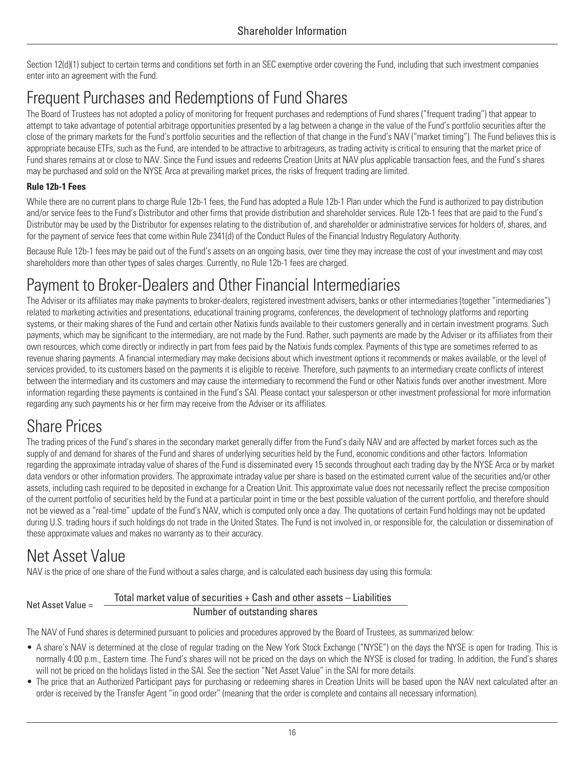Section 12(d)(1) subject to certain terms and conditions set forth in an SEC exemptive order covering the Fund, including that such investment companies enter into an agreement with the Fund.

## Frequent Purchases and Redemptions of Fund Shares

The Board of Trustees has not adopted a policy of monitoring for frequent purchases and redemptions of Fund shares ("frequent trading") that appear to attempt to take advantage of potential arbitrage opportunities presented by a lag between a change in the value of the Fund's portfolio securities after the close of the primary markets for the Fund's portfolio securities and the reflection of that change in the Fund's NAV ("market timing"). The Fund believes this is appropriate because ETFs, such as the Fund, are intended to be attractive to arbitrageurs, as trading activity is critical to ensuring that the market price of Fund shares remains at or close to NAV. Since the Fund issues and redeems Creation Units at NAV plus applicable transaction fees, and the Fund's shares may be purchased and sold on the NYSE Arca at prevailing market prices, the risks of frequent trading are limited.

### Rule 12b-1 Fees

While there are no current plans to charge Rule 12b-1 fees, the Fund has adopted a Rule 12b-1 Plan under which the Fund is authorized to pay distribution and/or service fees to the Fund's Distributor and other firms that provide distribution and shareholder services. Rule 12b-1 fees that are paid to the Fund's Distributor may be used by the Distributor for expenses relating to the distribution of, and shareholder or administrative services for holders of, shares, and for the payment of service fees that come within Rule 2341(d) of the Conduct Rules of the Financial Industry Regulatory Authority.

Because Rule 12b-1 fees may be paid out of the Fund's assets on an ongoing basis, over time they may increase the cost of your investment and may cost shareholders more than other types of sales charges. Currently, no Rule 12b-1 fees are charged.

## Payment to Broker-Dealers and Other Financial Intermediaries

The Adviser or its affiliates may make payments to broker-dealers, registered investment advisers, banks or other intermediaries (together "intermediaries") related to marketing activities and presentations, educational training programs, conferences, the development of technology platforms and reporting systems, or their making shares of the Fund and certain other Natixis funds available to their customers generally and in certain investment programs. Such payments, which may be significant to the intermediary, are not made by the Fund. Rather, such payments are made by the Adviser or its affiliates from their own resources, which come directly or indirectly in part from fees paid by the Natixis funds complex. Payments of this type are sometimes referred to as revenue sharing payments. A financial intermediary may make decisions about which investment options it recommends or makes available, or the level of services provided, to its customers based on the payments it is eligible to receive. Therefore, such payments to an intermediary create conflicts of interest between the intermediary and its customers and may cause the intermediary to recommend the Fund or other Natixis funds over another investment. More information regarding these payments is contained in the Fund's SAI. Please contact your salesperson or other investment professional for more information regarding any such payments his or her firm may receive from the Adviser or its affiliates.

## Share Prices

The trading prices of the Fund's shares in the secondary market generally differ from the Fund's daily NAV and are affected by market forces such as the supply of and demand for shares of the Fund and shares of underlying securities held by the Fund, economic conditions and other factors. Information regarding the approximate intraday value of shares of the Fund is disseminated every 15 seconds throughout each trading day by the NYSE Arca or by market data vendors or other information providers. The approximate intraday value per share is based on the estimated current value of the securities and/or other assets, including cash required to be deposited in exchange for a Creation Unit. This approximate value does not necessarily reflect the precise composition of the current portfolio of securities held by the Fund at a particular point in time or the best possible valuation of the current portfolio, and therefore should not be viewed as a "real-time" update of the Fund's NAV, which is computed only once a day. The quotations of certain Fund holdings may not be updated during U.S. trading hours if such holdings do not trade in the United States. The Fund is not involved in, or responsible for, the calculation or dissemination of these approximate values and makes no warranty as to their accuracy.

## Net Asset Value

NAV is the price of one share of the Fund without a sales charge, and is calculated each business day using this formula:

$$\text{Net Asset Value} = \frac{\text{Total market value of securities} + \text{Cash and other assets} - \text{Liabilities}}{\text{Number of outstanding shares}}$$

The NAV of Fund shares is determined pursuant to policies and procedures approved by the Board of Trustees, as summarized below:

- A share's NAV is determined at the close of regular trading on the New York Stock Exchange ("NYSE") on the days the NYSE is open for trading. This is normally 4:00 p.m., Eastern time. The Fund's shares will not be priced on the days on which the NYSE is closed for trading. In addition, the Fund's shares will not be priced on the holidays listed in the SAI. See the section "Net Asset Value" in the SAI for more details.
- The price that an Authorized Participant pays for purchasing or redeeming shares in Creation Units will be based upon the NAV next calculated after an order is received by the Transfer Agent "in good order" (meaning that the order is complete and contains all necessary information).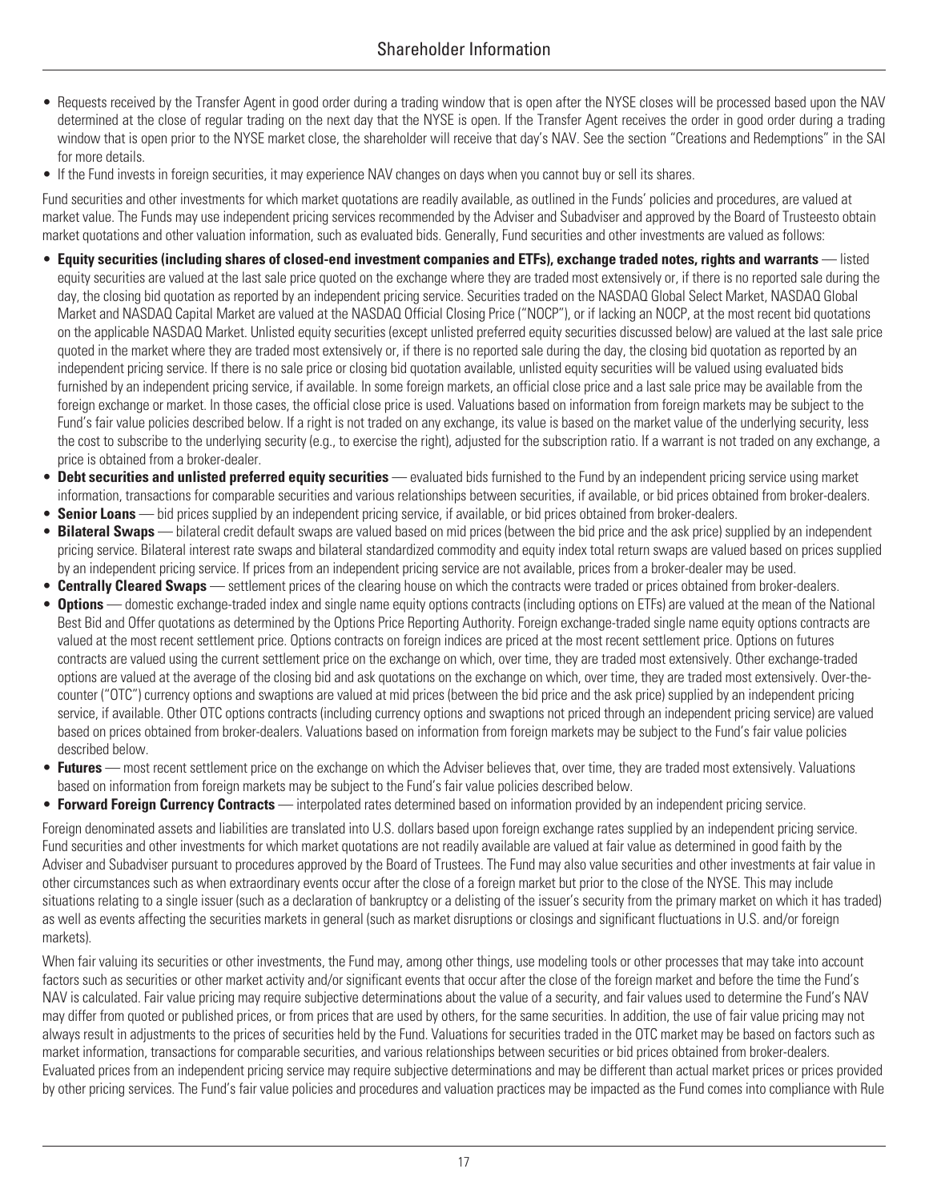- Requests received by the Transfer Agent in good order during a trading window that is open after the NYSE closes will be processed based upon the NAV determined at the close of regular trading on the next day that the NYSE is open. If the Transfer Agent receives the order in good order during a trading window that is open prior to the NYSE market close, the shareholder will receive that day's NAV. See the section "Creations and Redemptions" in the SAI for more details.
- If the Fund invests in foreign securities, it may experience NAV changes on days when you cannot buy or sell its shares.

Fund securities and other investments for which market quotations are readily available, as outlined in the Funds' policies and procedures, are valued at market value. The Funds may use independent pricing services recommended by the Adviser and Subadviser and approved by the Board of Trusteesto obtain market quotations and other valuation information, such as evaluated bids. Generally, Fund securities and other investments are valued as follows:

- **Equity securities (including shares of closed-end investment companies and ETFs), exchange traded notes, rights and warrants** — listed equity securities are valued at the last sale price quoted on the exchange where they are traded most extensively or, if there is no reported sale during the day, the closing bid quotation as reported by an independent pricing service. Securities traded on the NASDAQ Global Select Market, NASDAQ Global Market and NASDAQ Capital Market are valued at the NASDAQ Official Closing Price ("NOCP"), or if lacking an NOCP, at the most recent bid quotations on the applicable NASDAQ Market. Unlisted equity securities (except unlisted preferred equity securities discussed below) are valued at the last sale price quoted in the market where they are traded most extensively or, if there is no reported sale during the day, the closing bid quotation as reported by an independent pricing service. If there is no sale price or closing bid quotation available, unlisted equity securities will be valued using evaluated bids furnished by an independent pricing service, if available. In some foreign markets, an official close price and a last sale price may be available from the foreign exchange or market. In those cases, the official close price is used. Valuations based on information from foreign markets may be subject to the Fund's fair value policies described below. If a right is not traded on any exchange, its value is based on the market value of the underlying security, less the cost to subscribe to the underlying security (e.g., to exercise the right), adjusted for the subscription ratio. If a warrant is not traded on any exchange, a price is obtained from a broker-dealer.
- **Debt securities and unlisted preferred equity securities** — evaluated bids furnished to the Fund by an independent pricing service using market information, transactions for comparable securities and various relationships between securities, if available, or bid prices obtained from broker-dealers.
- **Senior Loans** — bid prices supplied by an independent pricing service, if available, or bid prices obtained from broker-dealers.
- **Bilateral Swaps** — bilateral credit default swaps are valued based on mid prices (between the bid price and the ask price) supplied by an independent pricing service. Bilateral interest rate swaps and bilateral standardized commodity and equity index total return swaps are valued based on prices supplied by an independent pricing service. If prices from an independent pricing service are not available, prices from a broker-dealer may be used.
- **Centrally Cleared Swaps** — settlement prices of the clearing house on which the contracts were traded or prices obtained from broker-dealers.
- **Options** — domestic exchange-traded index and single name equity options contracts (including options on ETFs) are valued at the mean of the National Best Bid and Offer quotations as determined by the Options Price Reporting Authority. Foreign exchange-traded single name equity options contracts are valued at the most recent settlement price. Options contracts on foreign indices are priced at the most recent settlement price. Options on futures contracts are valued using the current settlement price on the exchange on which, over time, they are traded most extensively. Other exchange-traded options are valued at the average of the closing bid and ask quotations on the exchange on which, over time, they are traded most extensively. Over-the-counter ("OTC") currency options and swaptions are valued at mid prices (between the bid price and the ask price) supplied by an independent pricing service, if available. Other OTC options contracts (including currency options and swaptions not priced through an independent pricing service) are valued based on prices obtained from broker-dealers. Valuations based on information from foreign markets may be subject to the Fund's fair value policies described below.
- **Futures** — most recent settlement price on the exchange on which the Adviser believes that, over time, they are traded most extensively. Valuations based on information from foreign markets may be subject to the Fund's fair value policies described below.
- **Forward Foreign Currency Contracts** — interpolated rates determined based on information provided by an independent pricing service.

Foreign denominated assets and liabilities are translated into U.S. dollars based upon foreign exchange rates supplied by an independent pricing service. Fund securities and other investments for which market quotations are not readily available are valued at fair value as determined in good faith by the Adviser and Subadviser pursuant to procedures approved by the Board of Trustees. The Fund may also value securities and other investments at fair value in other circumstances such as when extraordinary events occur after the close of a foreign market but prior to the close of the NYSE. This may include situations relating to a single issuer (such as a declaration of bankruptcy or a delisting of the issuer's security from the primary market on which it has traded) as well as events affecting the securities markets in general (such as market disruptions or closings and significant fluctuations in U.S. and/or foreign markets).

When fair valuing its securities or other investments, the Fund may, among other things, use modeling tools or other processes that may take into account factors such as securities or other market activity and/or significant events that occur after the close of the foreign market and before the time the Fund's NAV is calculated. Fair value pricing may require subjective determinations about the value of a security, and fair values used to determine the Fund's NAV may differ from quoted or published prices, or from prices that are used by others, for the same securities. In addition, the use of fair value pricing may not always result in adjustments to the prices of securities held by the Fund. Valuations for securities traded in the OTC market may be based on factors such as market information, transactions for comparable securities, and various relationships between securities or bid prices obtained from broker-dealers. Evaluated prices from an independent pricing service may require subjective determinations and may be different than actual market prices or prices provided by other pricing services. The Fund's fair value policies and procedures and valuation practices may be impacted as the Fund comes into compliance with Rule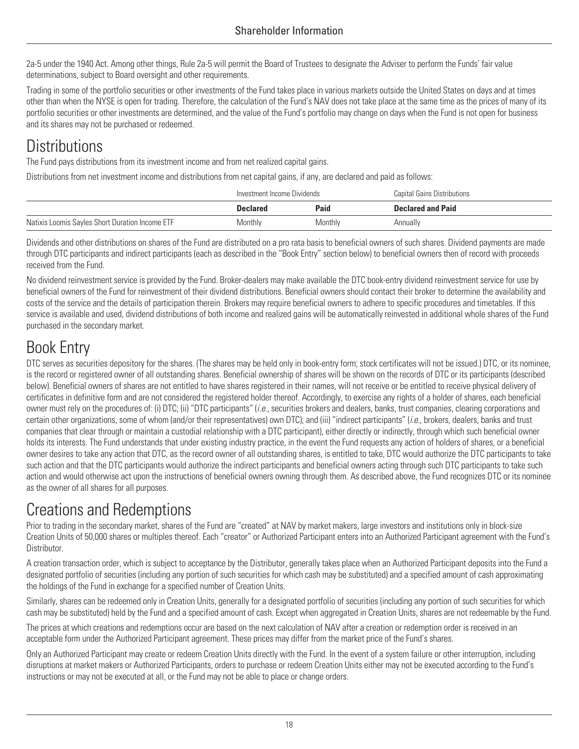2a-5 under the 1940 Act. Among other things, Rule 2a-5 will permit the Board of Trustees to designate the Adviser to perform the Funds' fair value determinations, subject to Board oversight and other requirements.

Trading in some of the portfolio securities or other investments of the Fund takes place in various markets outside the United States on days and at times other than when the NYSE is open for trading. Therefore, the calculation of the Fund's NAV does not take place at the same time as the prices of many of its portfolio securities or other investments are determined, and the value of the Fund's portfolio may change on days when the Fund is not open for business and its shares may not be purchased or redeemed.

# Distributions

The Fund pays distributions from its investment income and from net realized capital gains.

Distributions from net investment income and distributions from net capital gains, if any, are declared and paid as follows:

| | Investment Income Dividends | | Capital Gains Distributions |
|---|---|---|---|
| | **Declared** | **Paid** | **Declared and Paid** |
| Natixis Loomis Sayles Short Duration Income ETF | Monthly | Monthly | Annually |

Dividends and other distributions on shares of the Fund are distributed on a pro rata basis to beneficial owners of such shares. Dividend payments are made through DTC participants and indirect participants (each as described in the "Book Entry" section below) to beneficial owners then of record with proceeds received from the Fund.

No dividend reinvestment service is provided by the Fund. Broker-dealers may make available the DTC book-entry dividend reinvestment service for use by beneficial owners of the Fund for reinvestment of their dividend distributions. Beneficial owners should contact their broker to determine the availability and costs of the service and the details of participation therein. Brokers may require beneficial owners to adhere to specific procedures and timetables. If this service is available and used, dividend distributions of both income and realized gains will be automatically reinvested in additional whole shares of the Fund purchased in the secondary market.

# Book Entry

DTC serves as securities depository for the shares. (The shares may be held only in book-entry form; stock certificates will not be issued.) DTC, or its nominee, is the record or registered owner of all outstanding shares. Beneficial ownership of shares will be shown on the records of DTC or its participants (described below). Beneficial owners of shares are not entitled to have shares registered in their names, will not receive or be entitled to receive physical delivery of certificates in definitive form and are not considered the registered holder thereof. Accordingly, to exercise any rights of a holder of shares, each beneficial owner must rely on the procedures of: (i) DTC; (ii) "DTC participants" (*i.e.*, securities brokers and dealers, banks, trust companies, clearing corporations and certain other organizations, some of whom (and/or their representatives) own DTC); and (iii) "indirect participants" (*i.e.*, brokers, dealers, banks and trust companies that clear through or maintain a custodial relationship with a DTC participant), either directly or indirectly, through which such beneficial owner holds its interests. The Fund understands that under existing industry practice, in the event the Fund requests any action of holders of shares, or a beneficial owner desires to take any action that DTC, as the record owner of all outstanding shares, is entitled to take, DTC would authorize the DTC participants to take such action and that the DTC participants would authorize the indirect participants and beneficial owners acting through such DTC participants to take such action and would otherwise act upon the instructions of beneficial owners owning through them. As described above, the Fund recognizes DTC or its nominee as the owner of all shares for all purposes.

# Creations and Redemptions

Prior to trading in the secondary market, shares of the Fund are "created" at NAV by market makers, large investors and institutions only in block-size Creation Units of 50,000 shares or multiples thereof. Each "creator" or Authorized Participant enters into an Authorized Participant agreement with the Fund's Distributor.

A creation transaction order, which is subject to acceptance by the Distributor, generally takes place when an Authorized Participant deposits into the Fund a designated portfolio of securities (including any portion of such securities for which cash may be substituted) and a specified amount of cash approximating the holdings of the Fund in exchange for a specified number of Creation Units.

Similarly, shares can be redeemed only in Creation Units, generally for a designated portfolio of securities (including any portion of such securities for which cash may be substituted) held by the Fund and a specified amount of cash. Except when aggregated in Creation Units, shares are not redeemable by the Fund.

The prices at which creations and redemptions occur are based on the next calculation of NAV after a creation or redemption order is received in an acceptable form under the Authorized Participant agreement. These prices may differ from the market price of the Fund's shares.

Only an Authorized Participant may create or redeem Creation Units directly with the Fund. In the event of a system failure or other interruption, including disruptions at market makers or Authorized Participants, orders to purchase or redeem Creation Units either may not be executed according to the Fund's instructions or may not be executed at all, or the Fund may not be able to place or change orders.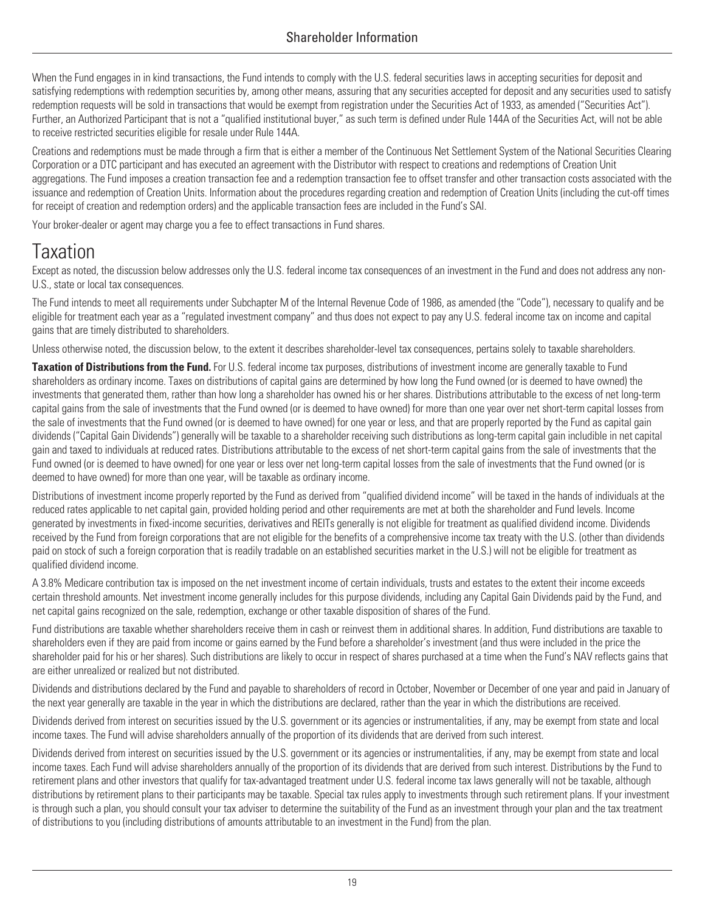When the Fund engages in in kind transactions, the Fund intends to comply with the U.S. federal securities laws in accepting securities for deposit and satisfying redemptions with redemption securities by, among other means, assuring that any securities accepted for deposit and any securities used to satisfy redemption requests will be sold in transactions that would be exempt from registration under the Securities Act of 1933, as amended ("Securities Act"). Further, an Authorized Participant that is not a "qualified institutional buyer," as such term is defined under Rule 144A of the Securities Act, will not be able to receive restricted securities eligible for resale under Rule 144A.

Creations and redemptions must be made through a firm that is either a member of the Continuous Net Settlement System of the National Securities Clearing Corporation or a DTC participant and has executed an agreement with the Distributor with respect to creations and redemptions of Creation Unit aggregations. The Fund imposes a creation transaction fee and a redemption transaction fee to offset transfer and other transaction costs associated with the issuance and redemption of Creation Units. Information about the procedures regarding creation and redemption of Creation Units (including the cut-off times for receipt of creation and redemption orders) and the applicable transaction fees are included in the Fund's SAI.

Your broker-dealer or agent may charge you a fee to effect transactions in Fund shares.

# Taxation

Except as noted, the discussion below addresses only the U.S. federal income tax consequences of an investment in the Fund and does not address any non-U.S., state or local tax consequences.

The Fund intends to meet all requirements under Subchapter M of the Internal Revenue Code of 1986, as amended (the "Code"), necessary to qualify and be eligible for treatment each year as a "regulated investment company" and thus does not expect to pay any U.S. federal income tax on income and capital gains that are timely distributed to shareholders.

Unless otherwise noted, the discussion below, to the extent it describes shareholder-level tax consequences, pertains solely to taxable shareholders.

**Taxation of Distributions from the Fund.** For U.S. federal income tax purposes, distributions of investment income are generally taxable to Fund shareholders as ordinary income. Taxes on distributions of capital gains are determined by how long the Fund owned (or is deemed to have owned) the investments that generated them, rather than how long a shareholder has owned his or her shares. Distributions attributable to the excess of net long-term capital gains from the sale of investments that the Fund owned (or is deemed to have owned) for more than one year over net short-term capital losses from the sale of investments that the Fund owned (or is deemed to have owned) for one year or less, and that are properly reported by the Fund as capital gain dividends ("Capital Gain Dividends") generally will be taxable to a shareholder receiving such distributions as long-term capital gain includible in net capital gain and taxed to individuals at reduced rates. Distributions attributable to the excess of net short-term capital gains from the sale of investments that the Fund owned (or is deemed to have owned) for one year or less over net long-term capital losses from the sale of investments that the Fund owned (or is deemed to have owned) for more than one year, will be taxable as ordinary income.

Distributions of investment income properly reported by the Fund as derived from "qualified dividend income" will be taxed in the hands of individuals at the reduced rates applicable to net capital gain, provided holding period and other requirements are met at both the shareholder and Fund levels. Income generated by investments in fixed-income securities, derivatives and REITs generally is not eligible for treatment as qualified dividend income. Dividends received by the Fund from foreign corporations that are not eligible for the benefits of a comprehensive income tax treaty with the U.S. (other than dividends paid on stock of such a foreign corporation that is readily tradable on an established securities market in the U.S.) will not be eligible for treatment as qualified dividend income.

A 3.8% Medicare contribution tax is imposed on the net investment income of certain individuals, trusts and estates to the extent their income exceeds certain threshold amounts. Net investment income generally includes for this purpose dividends, including any Capital Gain Dividends paid by the Fund, and net capital gains recognized on the sale, redemption, exchange or other taxable disposition of shares of the Fund.

Fund distributions are taxable whether shareholders receive them in cash or reinvest them in additional shares. In addition, Fund distributions are taxable to shareholders even if they are paid from income or gains earned by the Fund before a shareholder's investment (and thus were included in the price the shareholder paid for his or her shares). Such distributions are likely to occur in respect of shares purchased at a time when the Fund's NAV reflects gains that are either unrealized or realized but not distributed.

Dividends and distributions declared by the Fund and payable to shareholders of record in October, November or December of one year and paid in January of the next year generally are taxable in the year in which the distributions are declared, rather than the year in which the distributions are received.

Dividends derived from interest on securities issued by the U.S. government or its agencies or instrumentalities, if any, may be exempt from state and local income taxes. The Fund will advise shareholders annually of the proportion of its dividends that are derived from such interest.

Dividends derived from interest on securities issued by the U.S. government or its agencies or instrumentalities, if any, may be exempt from state and local income taxes. Each Fund will advise shareholders annually of the proportion of its dividends that are derived from such interest. Distributions by the Fund to retirement plans and other investors that qualify for tax-advantaged treatment under U.S. federal income tax laws generally will not be taxable, although distributions by retirement plans to their participants may be taxable. Special tax rules apply to investments through such retirement plans. If your investment is through such a plan, you should consult your tax adviser to determine the suitability of the Fund as an investment through your plan and the tax treatment of distributions to you (including distributions of amounts attributable to an investment in the Fund) from the plan.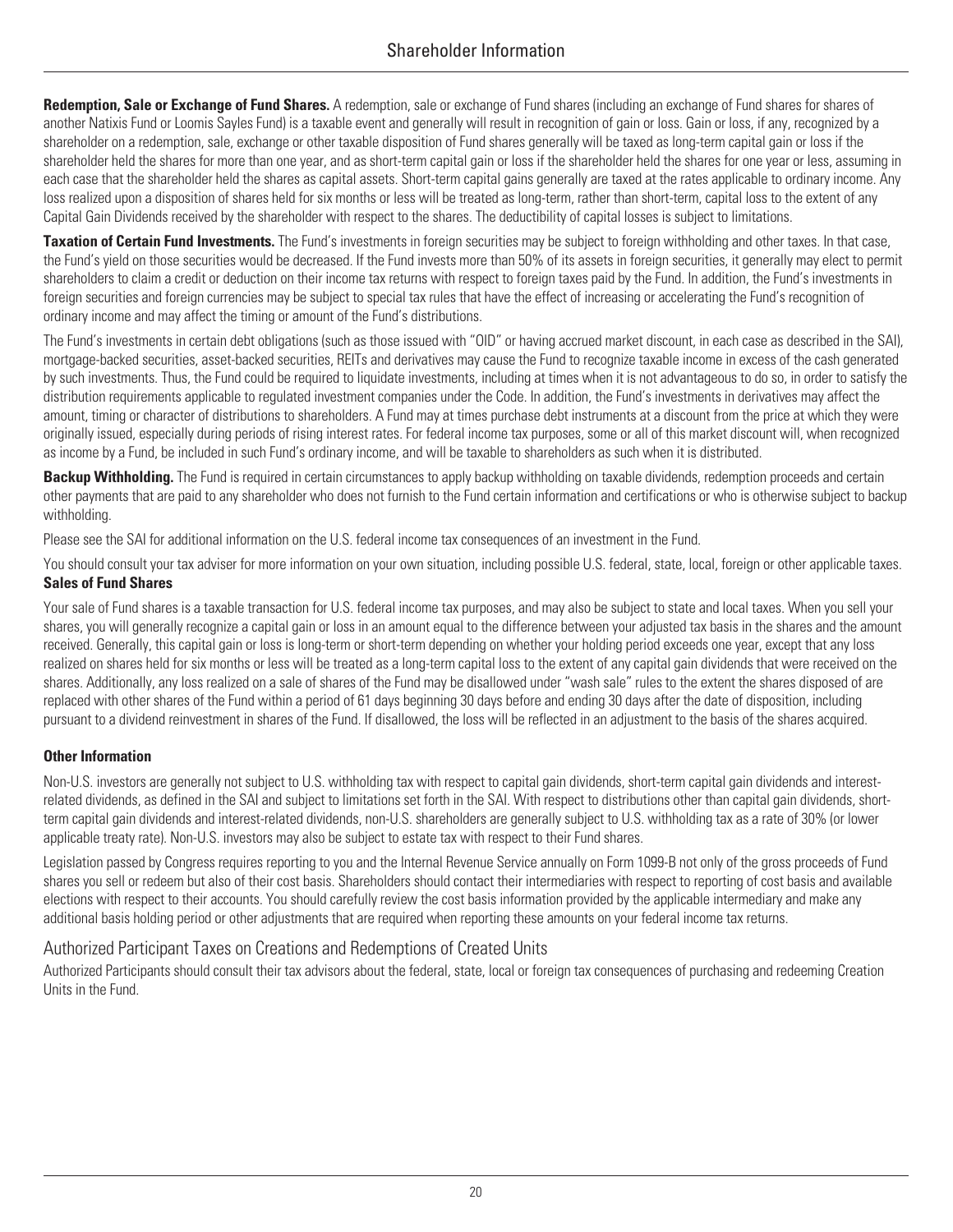**Redemption, Sale or Exchange of Fund Shares.** A redemption, sale or exchange of Fund shares (including an exchange of Fund shares for shares of another Natixis Fund or Loomis Sayles Fund) is a taxable event and generally will result in recognition of gain or loss. Gain or loss, if any, recognized by a shareholder on a redemption, sale, exchange or other taxable disposition of Fund shares generally will be taxed as long-term capital gain or loss if the shareholder held the shares for more than one year, and as short-term capital gain or loss if the shareholder held the shares for one year or less, assuming in each case that the shareholder held the shares as capital assets. Short-term capital gains generally are taxed at the rates applicable to ordinary income. Any loss realized upon a disposition of shares held for six months or less will be treated as long-term, rather than short-term, capital loss to the extent of any Capital Gain Dividends received by the shareholder with respect to the shares. The deductibility of capital losses is subject to limitations.

**Taxation of Certain Fund Investments.** The Fund's investments in foreign securities may be subject to foreign withholding and other taxes. In that case, the Fund's yield on those securities would be decreased. If the Fund invests more than 50% of its assets in foreign securities, it generally may elect to permit shareholders to claim a credit or deduction on their income tax returns with respect to foreign taxes paid by the Fund. In addition, the Fund's investments in foreign securities and foreign currencies may be subject to special tax rules that have the effect of increasing or accelerating the Fund's recognition of ordinary income and may affect the timing or amount of the Fund's distributions.

The Fund's investments in certain debt obligations (such as those issued with "OID" or having accrued market discount, in each case as described in the SAI), mortgage-backed securities, asset-backed securities, REITs and derivatives may cause the Fund to recognize taxable income in excess of the cash generated by such investments. Thus, the Fund could be required to liquidate investments, including at times when it is not advantageous to do so, in order to satisfy the distribution requirements applicable to regulated investment companies under the Code. In addition, the Fund's investments in derivatives may affect the amount, timing or character of distributions to shareholders. A Fund may at times purchase debt instruments at a discount from the price at which they were originally issued, especially during periods of rising interest rates. For federal income tax purposes, some or all of this market discount will, when recognized as income by a Fund, be included in such Fund's ordinary income, and will be taxable to shareholders as such when it is distributed.

**Backup Withholding.** The Fund is required in certain circumstances to apply backup withholding on taxable dividends, redemption proceeds and certain other payments that are paid to any shareholder who does not furnish to the Fund certain information and certifications or who is otherwise subject to backup withholding.

Please see the SAI for additional information on the U.S. federal income tax consequences of an investment in the Fund.

You should consult your tax adviser for more information on your own situation, including possible U.S. federal, state, local, foreign or other applicable taxes.

**Sales of Fund Shares**

Your sale of Fund shares is a taxable transaction for U.S. federal income tax purposes, and may also be subject to state and local taxes. When you sell your shares, you will generally recognize a capital gain or loss in an amount equal to the difference between your adjusted tax basis in the shares and the amount received. Generally, this capital gain or loss is long-term or short-term depending on whether your holding period exceeds one year, except that any loss realized on shares held for six months or less will be treated as a long-term capital loss to the extent of any capital gain dividends that were received on the shares. Additionally, any loss realized on a sale of shares of the Fund may be disallowed under "wash sale" rules to the extent the shares disposed of are replaced with other shares of the Fund within a period of 61 days beginning 30 days before and ending 30 days after the date of disposition, including pursuant to a dividend reinvestment in shares of the Fund. If disallowed, the loss will be reflected in an adjustment to the basis of the shares acquired.

**Other Information**

Non-U.S. investors are generally not subject to U.S. withholding tax with respect to capital gain dividends, short-term capital gain dividends and interest-related dividends, as defined in the SAI and subject to limitations set forth in the SAI. With respect to distributions other than capital gain dividends, short-term capital gain dividends and interest-related dividends, non-U.S. shareholders are generally subject to U.S. withholding tax as a rate of 30% (or lower applicable treaty rate). Non-U.S. investors may also be subject to estate tax with respect to their Fund shares.

Legislation passed by Congress requires reporting to you and the Internal Revenue Service annually on Form 1099-B not only of the gross proceeds of Fund shares you sell or redeem but also of their cost basis. Shareholders should contact their intermediaries with respect to reporting of cost basis and available elections with respect to their accounts. You should carefully review the cost basis information provided by the applicable intermediary and make any additional basis holding period or other adjustments that are required when reporting these amounts on your federal income tax returns.

## Authorized Participant Taxes on Creations and Redemptions of Created Units

Authorized Participants should consult their tax advisors about the federal, state, local or foreign tax consequences of purchasing and redeeming Creation Units in the Fund.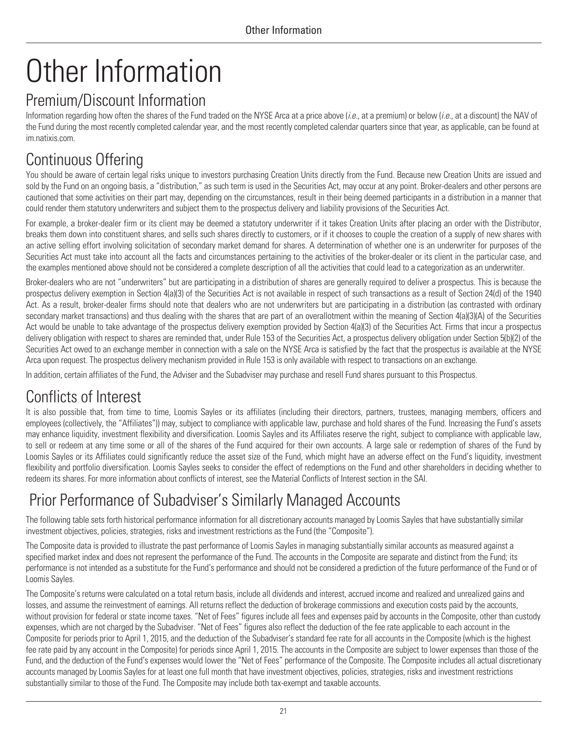# Other Information

## Premium/Discount Information

Information regarding how often the shares of the Fund traded on the NYSE Arca at a price above (*i.e.*, at a premium) or below (*i.e.*, at a discount) the NAV of the Fund during the most recently completed calendar year, and the most recently completed calendar quarters since that year, as applicable, can be found at im.natixis.com.

## Continuous Offering

You should be aware of certain legal risks unique to investors purchasing Creation Units directly from the Fund. Because new Creation Units are issued and sold by the Fund on an ongoing basis, a "distribution," as such term is used in the Securities Act, may occur at any point. Broker-dealers and other persons are cautioned that some activities on their part may, depending on the circumstances, result in their being deemed participants in a distribution in a manner that could render them statutory underwriters and subject them to the prospectus delivery and liability provisions of the Securities Act.

For example, a broker-dealer firm or its client may be deemed a statutory underwriter if it takes Creation Units after placing an order with the Distributor, breaks them down into constituent shares, and sells such shares directly to customers, or if it chooses to couple the creation of a supply of new shares with an active selling effort involving solicitation of secondary market demand for shares. A determination of whether one is an underwriter for purposes of the Securities Act must take into account all the facts and circumstances pertaining to the activities of the broker-dealer or its client in the particular case, and the examples mentioned above should not be considered a complete description of all the activities that could lead to a categorization as an underwriter.

Broker-dealers who are not "underwriters" but are participating in a distribution of shares are generally required to deliver a prospectus. This is because the prospectus delivery exemption in Section 4(a)(3) of the Securities Act is not available in respect of such transactions as a result of Section 24(d) of the 1940 Act. As a result, broker-dealer firms should note that dealers who are not underwriters but are participating in a distribution (as contrasted with ordinary secondary market transactions) and thus dealing with the shares that are part of an overallotment within the meaning of Section 4(a)(3)(A) of the Securities Act would be unable to take advantage of the prospectus delivery exemption provided by Section 4(a)(3) of the Securities Act. Firms that incur a prospectus delivery obligation with respect to shares are reminded that, under Rule 153 of the Securities Act, a prospectus delivery obligation under Section 5(b)(2) of the Securities Act owed to an exchange member in connection with a sale on the NYSE Arca is satisfied by the fact that the prospectus is available at the NYSE Arca upon request. The prospectus delivery mechanism provided in Rule 153 is only available with respect to transactions on an exchange.

In addition, certain affiliates of the Fund, the Adviser and the Subadviser may purchase and resell Fund shares pursuant to this Prospectus.

## Conflicts of Interest

It is also possible that, from time to time, Loomis Sayles or its affiliates (including their directors, partners, trustees, managing members, officers and employees (collectively, the "Affiliates")) may, subject to compliance with applicable law, purchase and hold shares of the Fund. Increasing the Fund's assets may enhance liquidity, investment flexibility and diversification. Loomis Sayles and its Affiliates reserve the right, subject to compliance with applicable law, to sell or redeem at any time some or all of the shares of the Fund acquired for their own accounts. A large sale or redemption of shares of the Fund by Loomis Sayles or its Affiliates could significantly reduce the asset size of the Fund, which might have an adverse effect on the Fund's liquidity, investment flexibility and portfolio diversification. Loomis Sayles seeks to consider the effect of redemptions on the Fund and other shareholders in deciding whether to redeem its shares. For more information about conflicts of interest, see the Material Conflicts of Interest section in the SAI.

## Prior Performance of Subadviser's Similarly Managed Accounts

The following table sets forth historical performance information for all discretionary accounts managed by Loomis Sayles that have substantially similar investment objectives, policies, strategies, risks and investment restrictions as the Fund (the "Composite").

The Composite data is provided to illustrate the past performance of Loomis Sayles in managing substantially similar accounts as measured against a specified market index and does not represent the performance of the Fund. The accounts in the Composite are separate and distinct from the Fund; its performance is not intended as a substitute for the Fund's performance and should not be considered a prediction of the future performance of the Fund or of Loomis Sayles.

The Composite's returns were calculated on a total return basis, include all dividends and interest, accrued income and realized and unrealized gains and losses, and assume the reinvestment of earnings. All returns reflect the deduction of brokerage commissions and execution costs paid by the accounts, without provision for federal or state income taxes. "Net of Fees" figures include all fees and expenses paid by accounts in the Composite, other than custody expenses, which are not charged by the Subadviser. "Net of Fees" figures also reflect the deduction of the fee rate applicable to each account in the Composite for periods prior to April 1, 2015, and the deduction of the Subadviser's standard fee rate for all accounts in the Composite (which is the highest fee rate paid by any account in the Composite) for periods since April 1, 2015. The accounts in the Composite are subject to lower expenses than those of the Fund, and the deduction of the Fund's expenses would lower the "Net of Fees" performance of the Composite. The Composite includes all actual discretionary accounts managed by Loomis Sayles for at least one full month that have investment objectives, policies, strategies, risks and investment restrictions substantially similar to those of the Fund. The Composite may include both tax-exempt and taxable accounts.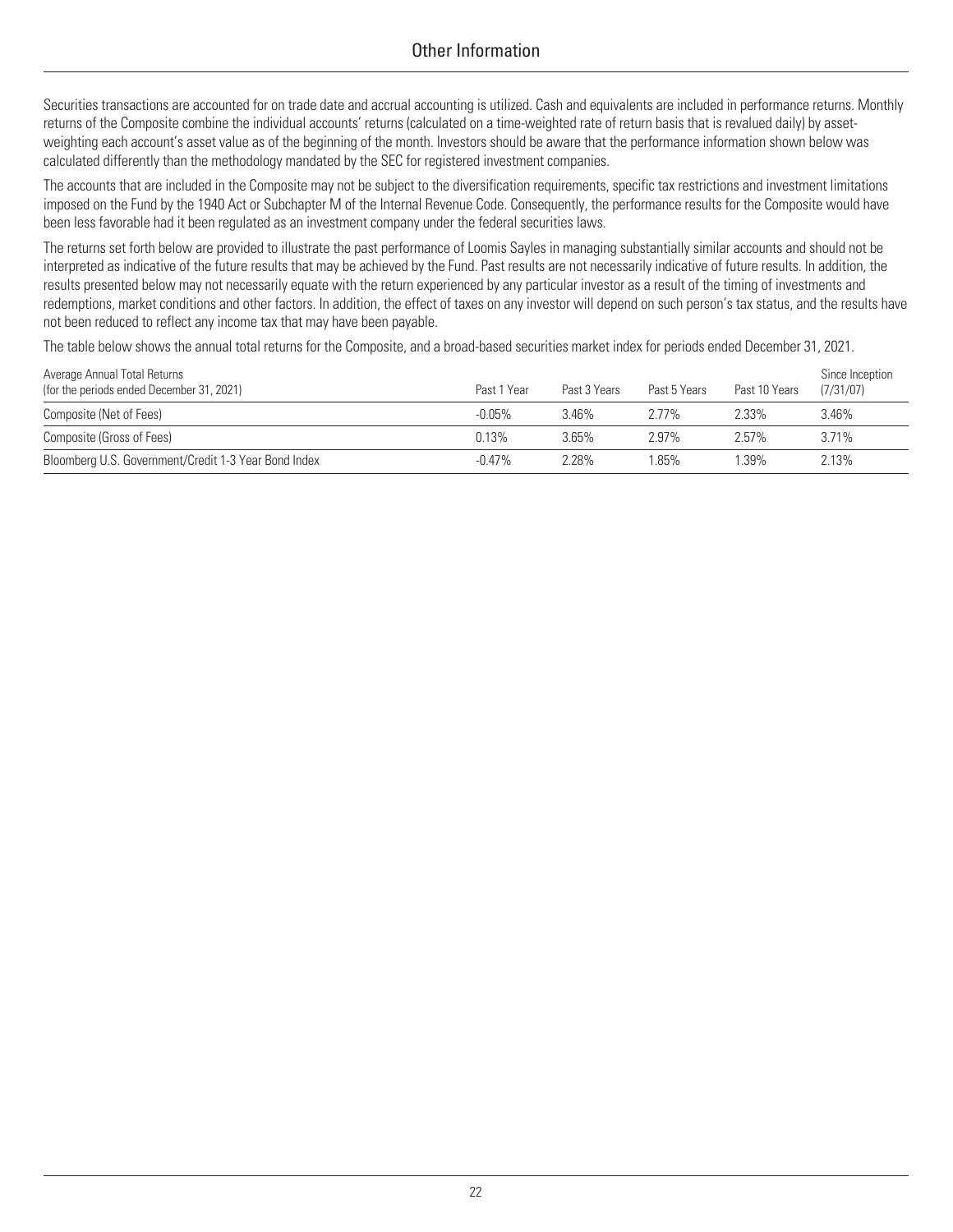## Other Information

Securities transactions are accounted for on trade date and accrual accounting is utilized. Cash and equivalents are included in performance returns. Monthly returns of the Composite combine the individual accounts' returns (calculated on a time-weighted rate of return basis that is revalued daily) by asset-weighting each account's asset value as of the beginning of the month. Investors should be aware that the performance information shown below was calculated differently than the methodology mandated by the SEC for registered investment companies.

The accounts that are included in the Composite may not be subject to the diversification requirements, specific tax restrictions and investment limitations imposed on the Fund by the 1940 Act or Subchapter M of the Internal Revenue Code. Consequently, the performance results for the Composite would have been less favorable had it been regulated as an investment company under the federal securities laws.

The returns set forth below are provided to illustrate the past performance of Loomis Sayles in managing substantially similar accounts and should not be interpreted as indicative of the future results that may be achieved by the Fund. Past results are not necessarily indicative of future results. In addition, the results presented below may not necessarily equate with the return experienced by any particular investor as a result of the timing of investments and redemptions, market conditions and other factors. In addition, the effect of taxes on any investor will depend on such person's tax status, and the results have not been reduced to reflect any income tax that may have been payable.

The table below shows the annual total returns for the Composite, and a broad-based securities market index for periods ended December 31, 2021.

| Average Annual Total Returns (for the periods ended December 31, 2021) | Past 1 Year | Past 3 Years | Past 5 Years | Past 10 Years | Since Inception (7/31/07) |
|---|---|---|---|---|---|
| Composite (Net of Fees) | -0.05% | 3.46% | 2.77% | 2.33% | 3.46% |
| Composite (Gross of Fees) | 0.13% | 3.65% | 2.97% | 2.57% | 3.71% |
| Bloomberg U.S. Government/Credit 1-3 Year Bond Index | -0.47% | 2.28% | 1.85% | 1.39% | 2.13% |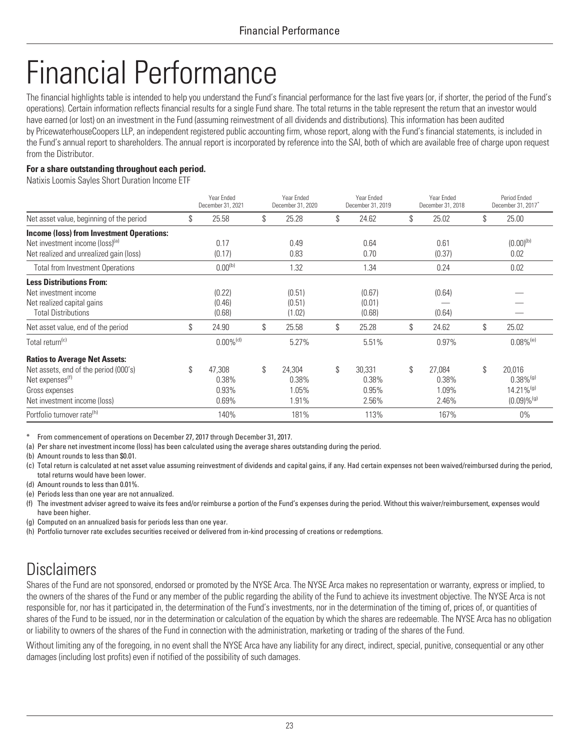# Financial Performance

The financial highlights table is intended to help you understand the Fund's financial performance for the last five years (or, if shorter, the period of the Fund's operations). Certain information reflects financial results for a single Fund share. The total returns in the table represent the return that an investor would have earned (or lost) on an investment in the Fund (assuming reinvestment of all dividends and distributions). This information has been audited by PricewaterhouseCoopers LLP, an independent registered public accounting firm, whose report, along with the Fund's financial statements, is included in the Fund's annual report to shareholders. The annual report is incorporated by reference into the SAI, both of which are available free of charge upon request from the Distributor.

**For a share outstanding throughout each period.**

Natixis Loomis Sayles Short Duration Income ETF

| | Year Ended December 31, 2021 | Year Ended December 31, 2020 | Year Ended December 31, 2019 | Year Ended December 31, 2018 | Period Ended December 31, 2017* |
|---|---|---|---|---|---|
| Net asset value, beginning of the period | $ 25.58 | $ 25.28 | $ 24.62 | $ 25.02 | $ 25.00 |
| **Income (loss) from Investment Operations:** | | | | | |
| Net investment income (loss)(a) | 0.17 | 0.49 | 0.64 | 0.61 | (0.00)(b) |
| Net realized and unrealized gain (loss) | (0.17) | 0.83 | 0.70 | (0.37) | 0.02 |
| Total from Investment Operations | 0.00(b) | 1.32 | 1.34 | 0.24 | 0.02 |
| **Less Distributions From:** | | | | | |
| Net investment income | (0.22) | (0.51) | (0.67) | (0.64) | — |
| Net realized capital gains | (0.46) | (0.51) | (0.01) | — | — |
| Total Distributions | (0.68) | (1.02) | (0.68) | (0.64) | — |
| Net asset value, end of the period | $ 24.90 | $ 25.58 | $ 25.28 | $ 24.62 | $ 25.02 |
| Total return(c) | 0.00%(d) | 5.27% | 5.51% | 0.97% | 0.08%(e) |
| **Ratios to Average Net Assets:** | | | | | |
| Net assets, end of the period (000's) | $ 47,308 | $ 24,304 | $ 30,331 | $ 27,084 | $ 20,016 |
| Net expenses(f) | 0.38% | 0.38% | 0.38% | 0.38% | 0.38%(g) |
| Gross expenses | 0.93% | 1.05% | 0.95% | 1.09% | 14.21%(g) |
| Net investment income (loss) | 0.69% | 1.91% | 2.56% | 2.46% | (0.09)%(g) |
| Portfolio turnover rate(h) | 140% | 181% | 113% | 167% | 0% |

\* From commencement of operations on December 27, 2017 through December 31, 2017.

(a) Per share net investment income (loss) has been calculated using the average shares outstanding during the period.

(b) Amount rounds to less than $0.01.

(c) Total return is calculated at net asset value assuming reinvestment of dividends and capital gains, if any. Had certain expenses not been waived/reimbursed during the period, total returns would have been lower.

(d) Amount rounds to less than 0.01%.

(e) Periods less than one year are not annualized.

(f) The investment adviser agreed to waive its fees and/or reimburse a portion of the Fund's expenses during the period. Without this waiver/reimbursement, expenses would have been higher.

(g) Computed on an annualized basis for periods less than one year.

(h) Portfolio turnover rate excludes securities received or delivered from in-kind processing of creations or redemptions.

## Disclaimers

Shares of the Fund are not sponsored, endorsed or promoted by the NYSE Arca. The NYSE Arca makes no representation or warranty, express or implied, to the owners of the shares of the Fund or any member of the public regarding the ability of the Fund to achieve its investment objective. The NYSE Arca is not responsible for, nor has it participated in, the determination of the Fund's investments, nor in the determination of the timing of, prices of, or quantities of shares of the Fund to be issued, nor in the determination or calculation of the equation by which the shares are redeemable. The NYSE Arca has no obligation or liability to owners of the shares of the Fund in connection with the administration, marketing or trading of the shares of the Fund.

Without limiting any of the foregoing, in no event shall the NYSE Arca have any liability for any direct, indirect, special, punitive, consequential or any other damages (including lost profits) even if notified of the possibility of such damages.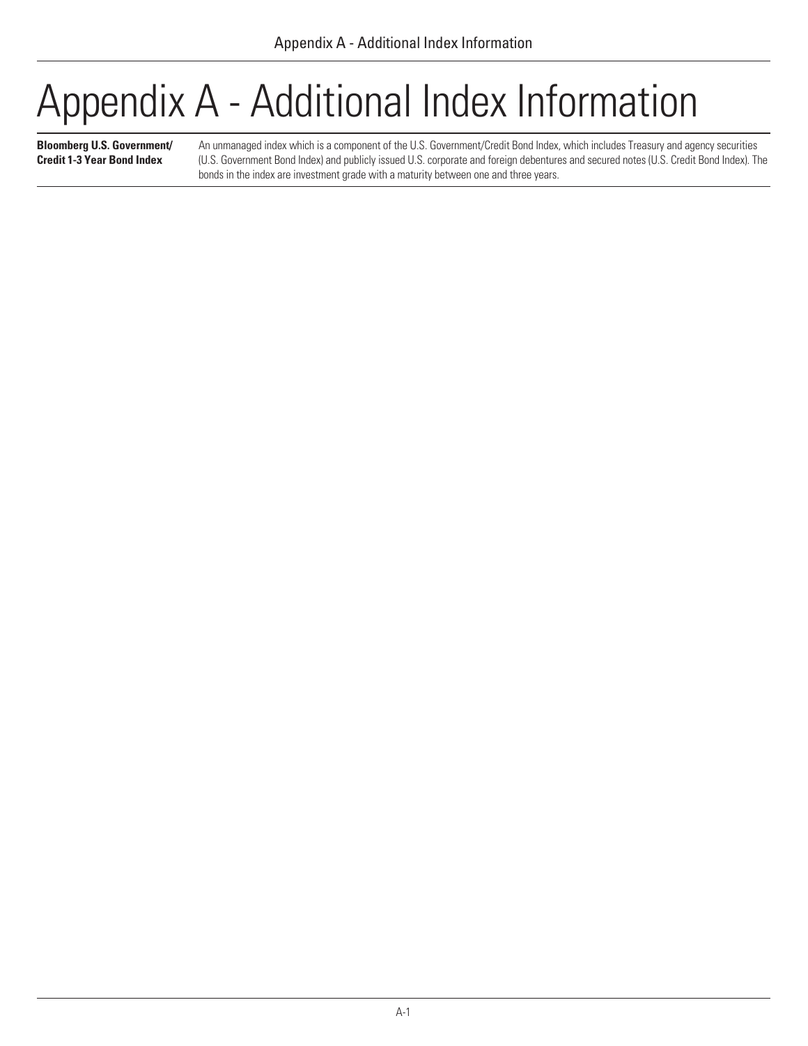# Appendix A - Additional Index Information

| | |
|---|---|
| **Bloomberg U.S. Government/ Credit 1-3 Year Bond Index** | An unmanaged index which is a component of the U.S. Government/Credit Bond Index, which includes Treasury and agency securities (U.S. Government Bond Index) and publicly issued U.S. corporate and foreign debentures and secured notes (U.S. Credit Bond Index). The bonds in the index are investment grade with a maturity between one and three years. |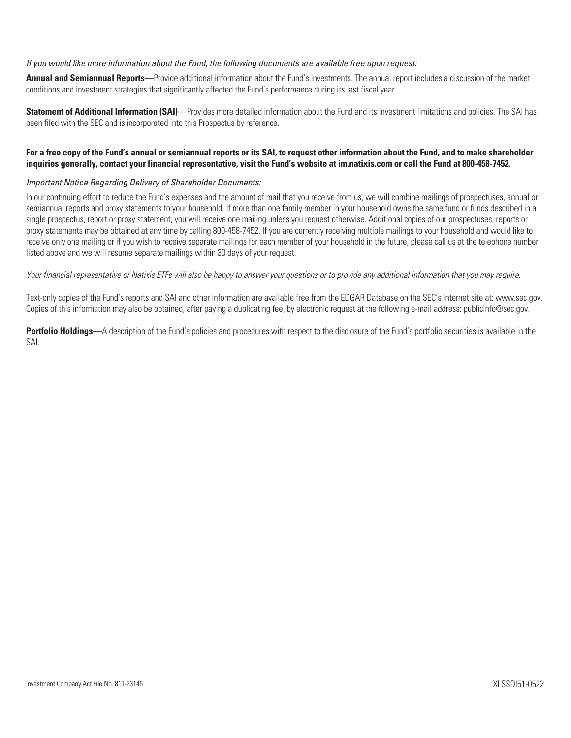*If you would like more information about the Fund, the following documents are available free upon request:*

**Annual and Semiannual Reports**—Provide additional information about the Fund's investments. The annual report includes a discussion of the market conditions and investment strategies that significantly affected the Fund's performance during its last fiscal year.

**Statement of Additional Information (SAI)**—Provides more detailed information about the Fund and its investment limitations and policies. The SAI has been filed with the SEC and is incorporated into this Prospectus by reference.

**For a free copy of the Fund's annual or semiannual reports or its SAI, to request other information about the Fund, and to make shareholder inquiries generally, contact your financial representative, visit the Fund's website at im.natixis.com or call the Fund at 800-458-7452.**

*Important Notice Regarding Delivery of Shareholder Documents:*

In our continuing effort to reduce the Fund's expenses and the amount of mail that you receive from us, we will combine mailings of prospectuses, annual or semiannual reports and proxy statements to your household. If more than one family member in your household owns the same fund or funds described in a single prospectus, report or proxy statement, you will receive one mailing unless you request otherwise. Additional copies of our prospectuses, reports or proxy statements may be obtained at any time by calling 800-458-7452. If you are currently receiving multiple mailings to your household and would like to receive only one mailing or if you wish to receive separate mailings for each member of your household in the future, please call us at the telephone number listed above and we will resume separate mailings within 30 days of your request.

*Your financial representative or Natixis ETFs will also be happy to answer your questions or to provide any additional information that you may require.*

Text-only copies of the Fund's reports and SAI and other information are available free from the EDGAR Database on the SEC's Internet site at: www.sec.gov. Copies of this information may also be obtained, after paying a duplicating fee, by electronic request at the following e-mail address: publicinfo@sec.gov.

**Portfolio Holdings**—A description of the Fund's policies and procedures with respect to the disclosure of the Fund's portfolio securities is available in the SAI.

Investment Company Act File No. 811-23146

XLSSDI51-0522